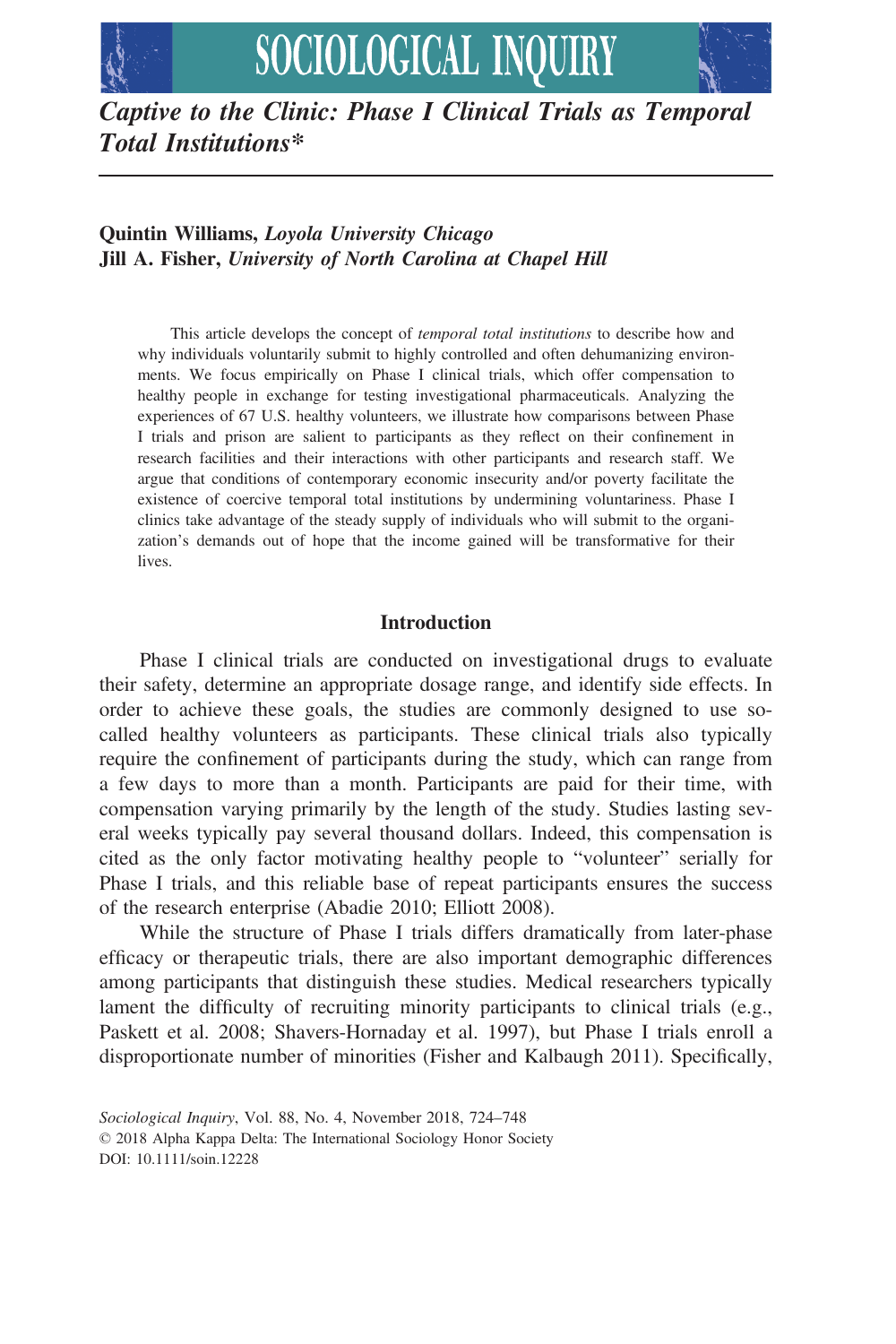# *Captive to the Clinic: Phase I Clinical Trials as Temporal Total Institutions**

**Quintin Williams,** *Loyola University Chicago*
**Jill A. Fisher,** *University of North Carolina at Chapel Hill*

This article develops the concept of *temporal total institutions* to describe how and why individuals voluntarily submit to highly controlled and often dehumanizing environments. We focus empirically on Phase I clinical trials, which offer compensation to healthy people in exchange for testing investigational pharmaceuticals. Analyzing the experiences of 67 U.S. healthy volunteers, we illustrate how comparisons between Phase I trials and prison are salient to participants as they reflect on their confinement in research facilities and their interactions with other participants and research staff. We argue that conditions of contemporary economic insecurity and/or poverty facilitate the existence of coercive temporal total institutions by undermining voluntariness. Phase I clinics take advantage of the steady supply of individuals who will submit to the organization's demands out of hope that the income gained will be transformative for their lives.

## Introduction

Phase I clinical trials are conducted on investigational drugs to evaluate their safety, determine an appropriate dosage range, and identify side effects. In order to achieve these goals, the studies are commonly designed to use so-called healthy volunteers as participants. These clinical trials also typically require the confinement of participants during the study, which can range from a few days to more than a month. Participants are paid for their time, with compensation varying primarily by the length of the study. Studies lasting several weeks typically pay several thousand dollars. Indeed, this compensation is cited as the only factor motivating healthy people to "volunteer" serially for Phase I trials, and this reliable base of repeat participants ensures the success of the research enterprise (Abadie 2010; Elliott 2008).

While the structure of Phase I trials differs dramatically from later-phase efficacy or therapeutic trials, there are also important demographic differences among participants that distinguish these studies. Medical researchers typically lament the difficulty of recruiting minority participants to clinical trials (e.g., Paskett et al. 2008; Shavers-Hornaday et al. 1997), but Phase I trials enroll a disproportionate number of minorities (Fisher and Kalbaugh 2011). Specifically,

*Sociological Inquiry*, Vol. 88, No. 4, November 2018, 724–748
© 2018 Alpha Kappa Delta: The International Sociology Honor Society
DOI: 10.1111/soin.12228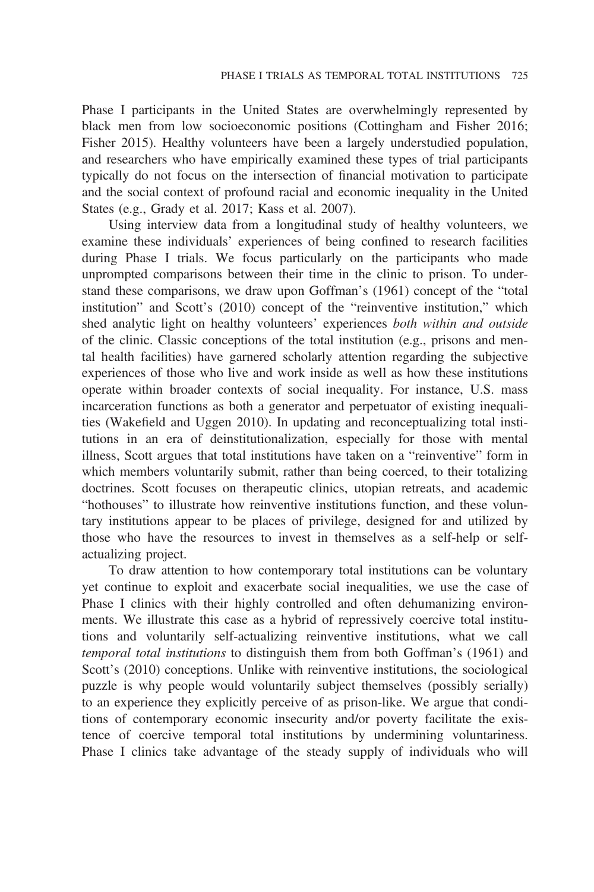Phase I participants in the United States are overwhelmingly represented by black men from low socioeconomic positions (Cottingham and Fisher 2016; Fisher 2015). Healthy volunteers have been a largely understudied population, and researchers who have empirically examined these types of trial participants typically do not focus on the intersection of financial motivation to participate and the social context of profound racial and economic inequality in the United States (e.g., Grady et al. 2017; Kass et al. 2007).

Using interview data from a longitudinal study of healthy volunteers, we examine these individuals' experiences of being confined to research facilities during Phase I trials. We focus particularly on the participants who made unprompted comparisons between their time in the clinic to prison. To understand these comparisons, we draw upon Goffman's (1961) concept of the "total institution" and Scott's (2010) concept of the "reinventive institution," which shed analytic light on healthy volunteers' experiences *both within and outside* of the clinic. Classic conceptions of the total institution (e.g., prisons and mental health facilities) have garnered scholarly attention regarding the subjective experiences of those who live and work inside as well as how these institutions operate within broader contexts of social inequality. For instance, U.S. mass incarceration functions as both a generator and perpetuator of existing inequalities (Wakefield and Uggen 2010). In updating and reconceptualizing total institutions in an era of deinstitutionalization, especially for those with mental illness, Scott argues that total institutions have taken on a "reinventive" form in which members voluntarily submit, rather than being coerced, to their totalizing doctrines. Scott focuses on therapeutic clinics, utopian retreats, and academic "hothouses" to illustrate how reinventive institutions function, and these voluntary institutions appear to be places of privilege, designed for and utilized by those who have the resources to invest in themselves as a self-help or self-actualizing project.

To draw attention to how contemporary total institutions can be voluntary yet continue to exploit and exacerbate social inequalities, we use the case of Phase I clinics with their highly controlled and often dehumanizing environments. We illustrate this case as a hybrid of repressively coercive total institutions and voluntarily self-actualizing reinventive institutions, what we call *temporal total institutions* to distinguish them from both Goffman's (1961) and Scott's (2010) conceptions. Unlike with reinventive institutions, the sociological puzzle is why people would voluntarily subject themselves (possibly serially) to an experience they explicitly perceive of as prison-like. We argue that conditions of contemporary economic insecurity and/or poverty facilitate the existence of coercive temporal total institutions by undermining voluntariness. Phase I clinics take advantage of the steady supply of individuals who will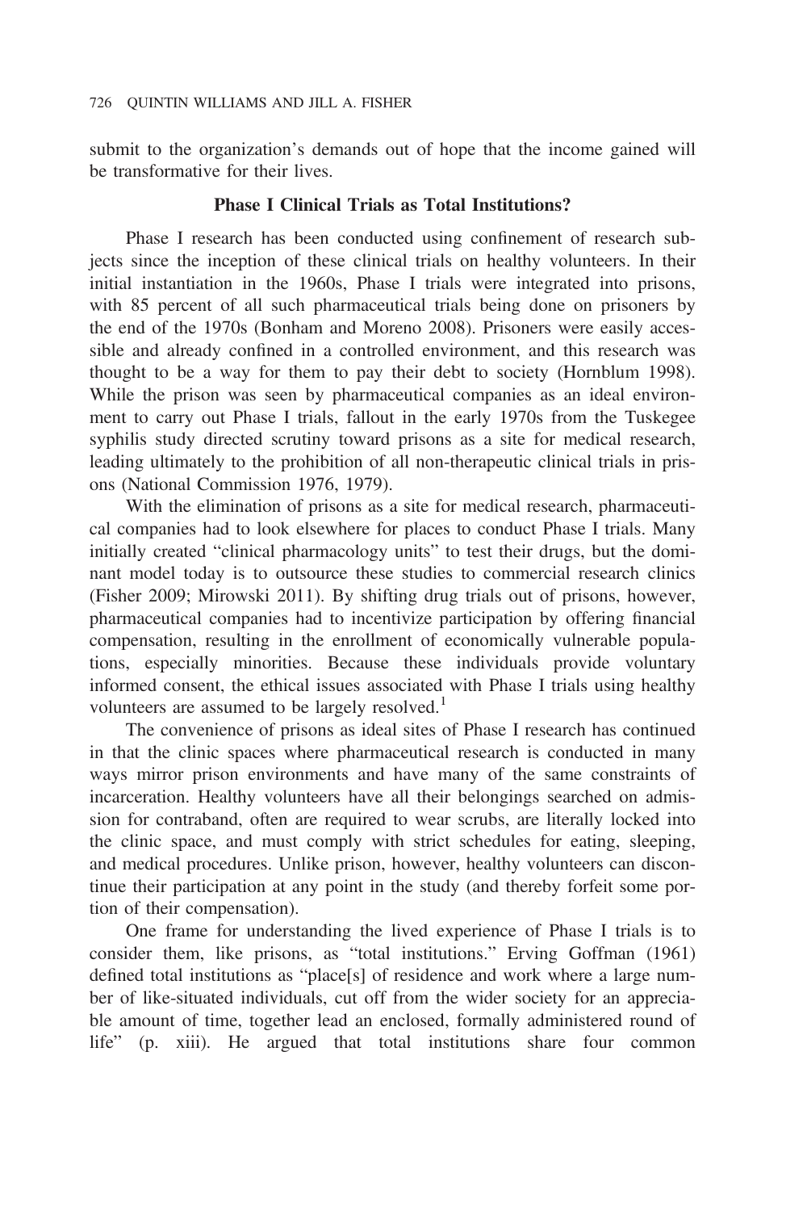submit to the organization's demands out of hope that the income gained will be transformative for their lives.

## Phase I Clinical Trials as Total Institutions?

Phase I research has been conducted using confinement of research subjects since the inception of these clinical trials on healthy volunteers. In their initial instantiation in the 1960s, Phase I trials were integrated into prisons, with 85 percent of all such pharmaceutical trials being done on prisoners by the end of the 1970s (Bonham and Moreno 2008). Prisoners were easily accessible and already confined in a controlled environment, and this research was thought to be a way for them to pay their debt to society (Hornblum 1998). While the prison was seen by pharmaceutical companies as an ideal environment to carry out Phase I trials, fallout in the early 1970s from the Tuskegee syphilis study directed scrutiny toward prisons as a site for medical research, leading ultimately to the prohibition of all non-therapeutic clinical trials in prisons (National Commission 1976, 1979).

With the elimination of prisons as a site for medical research, pharmaceutical companies had to look elsewhere for places to conduct Phase I trials. Many initially created "clinical pharmacology units" to test their drugs, but the dominant model today is to outsource these studies to commercial research clinics (Fisher 2009; Mirowski 2011). By shifting drug trials out of prisons, however, pharmaceutical companies had to incentivize participation by offering financial compensation, resulting in the enrollment of economically vulnerable populations, especially minorities. Because these individuals provide voluntary informed consent, the ethical issues associated with Phase I trials using healthy volunteers are assumed to be largely resolved.[1]

The convenience of prisons as ideal sites of Phase I research has continued in that the clinic spaces where pharmaceutical research is conducted in many ways mirror prison environments and have many of the same constraints of incarceration. Healthy volunteers have all their belongings searched on admission for contraband, often are required to wear scrubs, are literally locked into the clinic space, and must comply with strict schedules for eating, sleeping, and medical procedures. Unlike prison, however, healthy volunteers can discontinue their participation at any point in the study (and thereby forfeit some portion of their compensation).

One frame for understanding the lived experience of Phase I trials is to consider them, like prisons, as "total institutions." Erving Goffman (1961) defined total institutions as "place[s] of residence and work where a large number of like-situated individuals, cut off from the wider society for an appreciable amount of time, together lead an enclosed, formally administered round of life" (p. xiii). He argued that total institutions share four common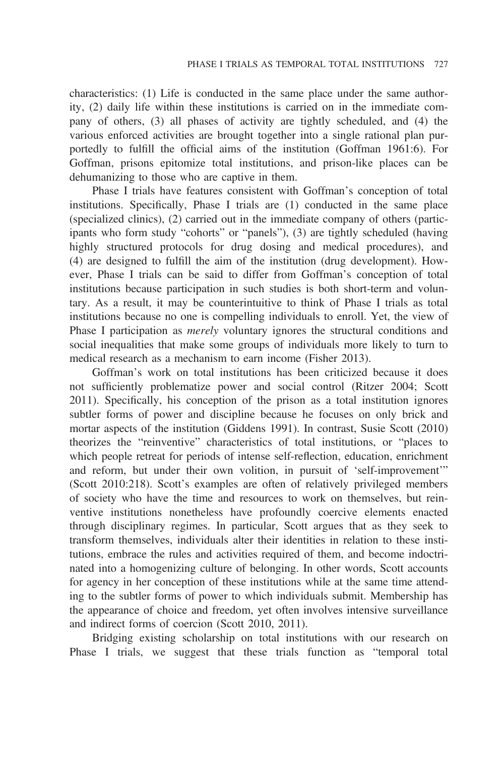characteristics: (1) Life is conducted in the same place under the same authority, (2) daily life within these institutions is carried on in the immediate company of others, (3) all phases of activity are tightly scheduled, and (4) the various enforced activities are brought together into a single rational plan purportedly to fulfill the official aims of the institution (Goffman 1961:6). For Goffman, prisons epitomize total institutions, and prison-like places can be dehumanizing to those who are captive in them.

Phase I trials have features consistent with Goffman's conception of total institutions. Specifically, Phase I trials are (1) conducted in the same place (specialized clinics), (2) carried out in the immediate company of others (participants who form study "cohorts" or "panels"), (3) are tightly scheduled (having highly structured protocols for drug dosing and medical procedures), and (4) are designed to fulfill the aim of the institution (drug development). However, Phase I trials can be said to differ from Goffman's conception of total institutions because participation in such studies is both short-term and voluntary. As a result, it may be counterintuitive to think of Phase I trials as total institutions because no one is compelling individuals to enroll. Yet, the view of Phase I participation as *merely* voluntary ignores the structural conditions and social inequalities that make some groups of individuals more likely to turn to medical research as a mechanism to earn income (Fisher 2013).

Goffman's work on total institutions has been criticized because it does not sufficiently problematize power and social control (Ritzer 2004; Scott 2011). Specifically, his conception of the prison as a total institution ignores subtler forms of power and discipline because he focuses on only brick and mortar aspects of the institution (Giddens 1991). In contrast, Susie Scott (2010) theorizes the "reinventive" characteristics of total institutions, or "places to which people retreat for periods of intense self-reflection, education, enrichment and reform, but under their own volition, in pursuit of 'self-improvement'" (Scott 2010:218). Scott's examples are often of relatively privileged members of society who have the time and resources to work on themselves, but reinventive institutions nonetheless have profoundly coercive elements enacted through disciplinary regimes. In particular, Scott argues that as they seek to transform themselves, individuals alter their identities in relation to these institutions, embrace the rules and activities required of them, and become indoctrinated into a homogenizing culture of belonging. In other words, Scott accounts for agency in her conception of these institutions while at the same time attending to the subtler forms of power to which individuals submit. Membership has the appearance of choice and freedom, yet often involves intensive surveillance and indirect forms of coercion (Scott 2010, 2011).

Bridging existing scholarship on total institutions with our research on Phase I trials, we suggest that these trials function as "temporal total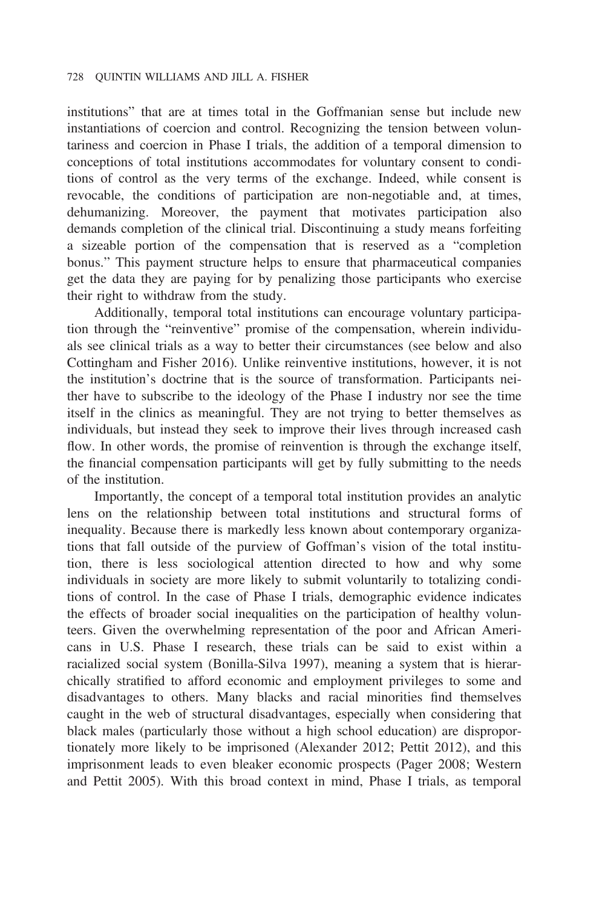institutions" that are at times total in the Goffmanian sense but include new instantiations of coercion and control. Recognizing the tension between voluntariness and coercion in Phase I trials, the addition of a temporal dimension to conceptions of total institutions accommodates for voluntary consent to conditions of control as the very terms of the exchange. Indeed, while consent is revocable, the conditions of participation are non-negotiable and, at times, dehumanizing. Moreover, the payment that motivates participation also demands completion of the clinical trial. Discontinuing a study means forfeiting a sizeable portion of the compensation that is reserved as a "completion bonus." This payment structure helps to ensure that pharmaceutical companies get the data they are paying for by penalizing those participants who exercise their right to withdraw from the study.

Additionally, temporal total institutions can encourage voluntary participation through the "reinventive" promise of the compensation, wherein individuals see clinical trials as a way to better their circumstances (see below and also Cottingham and Fisher 2016). Unlike reinventive institutions, however, it is not the institution's doctrine that is the source of transformation. Participants neither have to subscribe to the ideology of the Phase I industry nor see the time itself in the clinics as meaningful. They are not trying to better themselves as individuals, but instead they seek to improve their lives through increased cash flow. In other words, the promise of reinvention is through the exchange itself, the financial compensation participants will get by fully submitting to the needs of the institution.

Importantly, the concept of a temporal total institution provides an analytic lens on the relationship between total institutions and structural forms of inequality. Because there is markedly less known about contemporary organizations that fall outside of the purview of Goffman's vision of the total institution, there is less sociological attention directed to how and why some individuals in society are more likely to submit voluntarily to totalizing conditions of control. In the case of Phase I trials, demographic evidence indicates the effects of broader social inequalities on the participation of healthy volunteers. Given the overwhelming representation of the poor and African Americans in U.S. Phase I research, these trials can be said to exist within a racialized social system (Bonilla-Silva 1997), meaning a system that is hierarchically stratified to afford economic and employment privileges to some and disadvantages to others. Many blacks and racial minorities find themselves caught in the web of structural disadvantages, especially when considering that black males (particularly those without a high school education) are disproportionately more likely to be imprisoned (Alexander 2012; Pettit 2012), and this imprisonment leads to even bleaker economic prospects (Pager 2008; Western and Pettit 2005). With this broad context in mind, Phase I trials, as temporal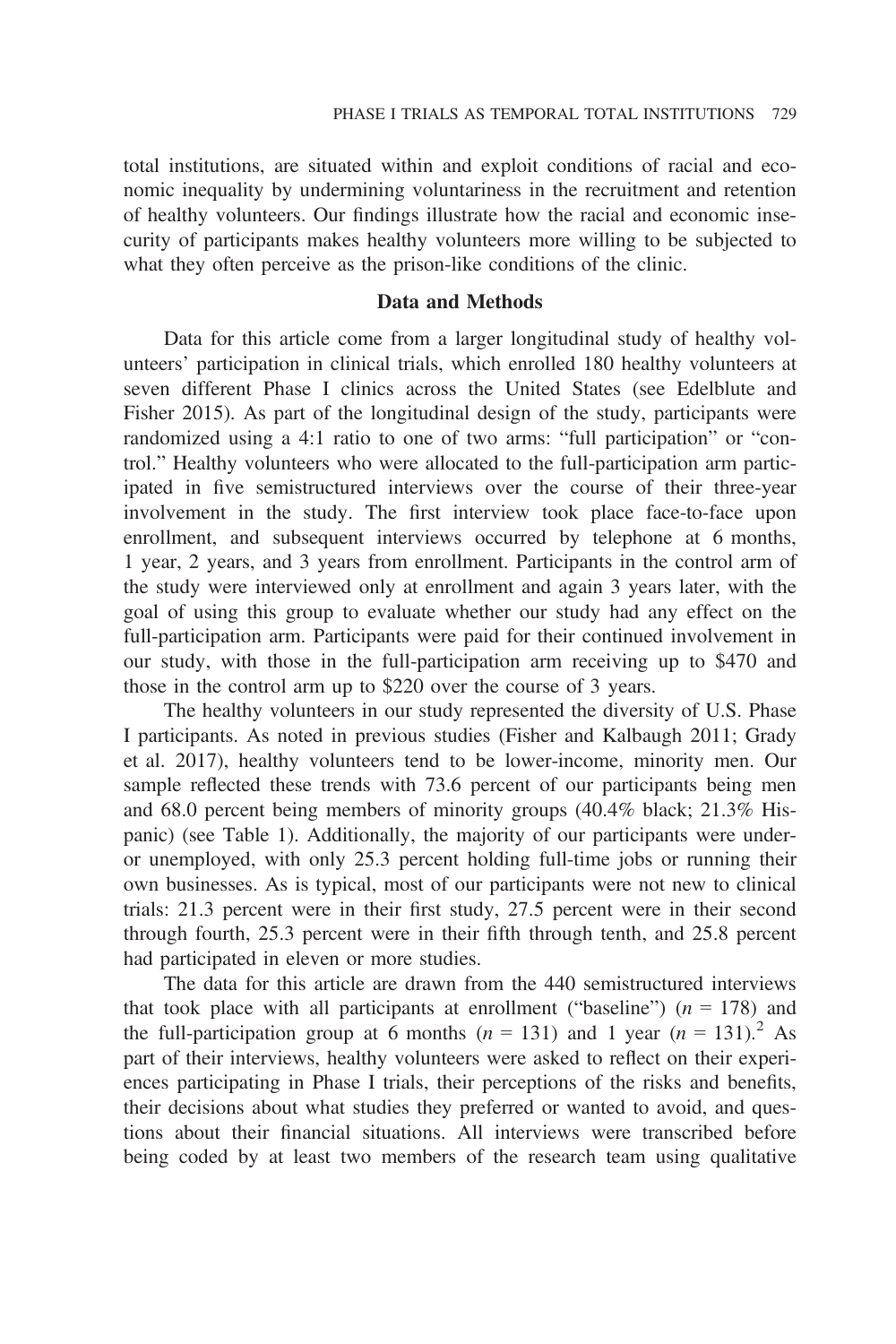total institutions, are situated within and exploit conditions of racial and economic inequality by undermining voluntariness in the recruitment and retention of healthy volunteers. Our findings illustrate how the racial and economic insecurity of participants makes healthy volunteers more willing to be subjected to what they often perceive as the prison-like conditions of the clinic.

## Data and Methods

Data for this article come from a larger longitudinal study of healthy volunteers' participation in clinical trials, which enrolled 180 healthy volunteers at seven different Phase I clinics across the United States (see Edelblute and Fisher 2015). As part of the longitudinal design of the study, participants were randomized using a 4:1 ratio to one of two arms: "full participation" or "control." Healthy volunteers who were allocated to the full-participation arm participated in five semistructured interviews over the course of their three-year involvement in the study. The first interview took place face-to-face upon enrollment, and subsequent interviews occurred by telephone at 6 months, 1 year, 2 years, and 3 years from enrollment. Participants in the control arm of the study were interviewed only at enrollment and again 3 years later, with the goal of using this group to evaluate whether our study had any effect on the full-participation arm. Participants were paid for their continued involvement in our study, with those in the full-participation arm receiving up to $470 and those in the control arm up to $220 over the course of 3 years.

The healthy volunteers in our study represented the diversity of U.S. Phase I participants. As noted in previous studies (Fisher and Kalbaugh 2011; Grady et al. 2017), healthy volunteers tend to be lower-income, minority men. Our sample reflected these trends with 73.6 percent of our participants being men and 68.0 percent being members of minority groups (40.4% black; 21.3% Hispanic) (see Table 1). Additionally, the majority of our participants were under- or unemployed, with only 25.3 percent holding full-time jobs or running their own businesses. As is typical, most of our participants were not new to clinical trials: 21.3 percent were in their first study, 27.5 percent were in their second through fourth, 25.3 percent were in their fifth through tenth, and 25.8 percent had participated in eleven or more studies.

The data for this article are drawn from the 440 semistructured interviews that took place with all participants at enrollment ("baseline") ($n$ = 178) and the full-participation group at 6 months ($n$ = 131) and 1 year ($n$ = 131).[2] As part of their interviews, healthy volunteers were asked to reflect on their experiences participating in Phase I trials, their perceptions of the risks and benefits, their decisions about what studies they preferred or wanted to avoid, and questions about their financial situations. All interviews were transcribed before being coded by at least two members of the research team using qualitative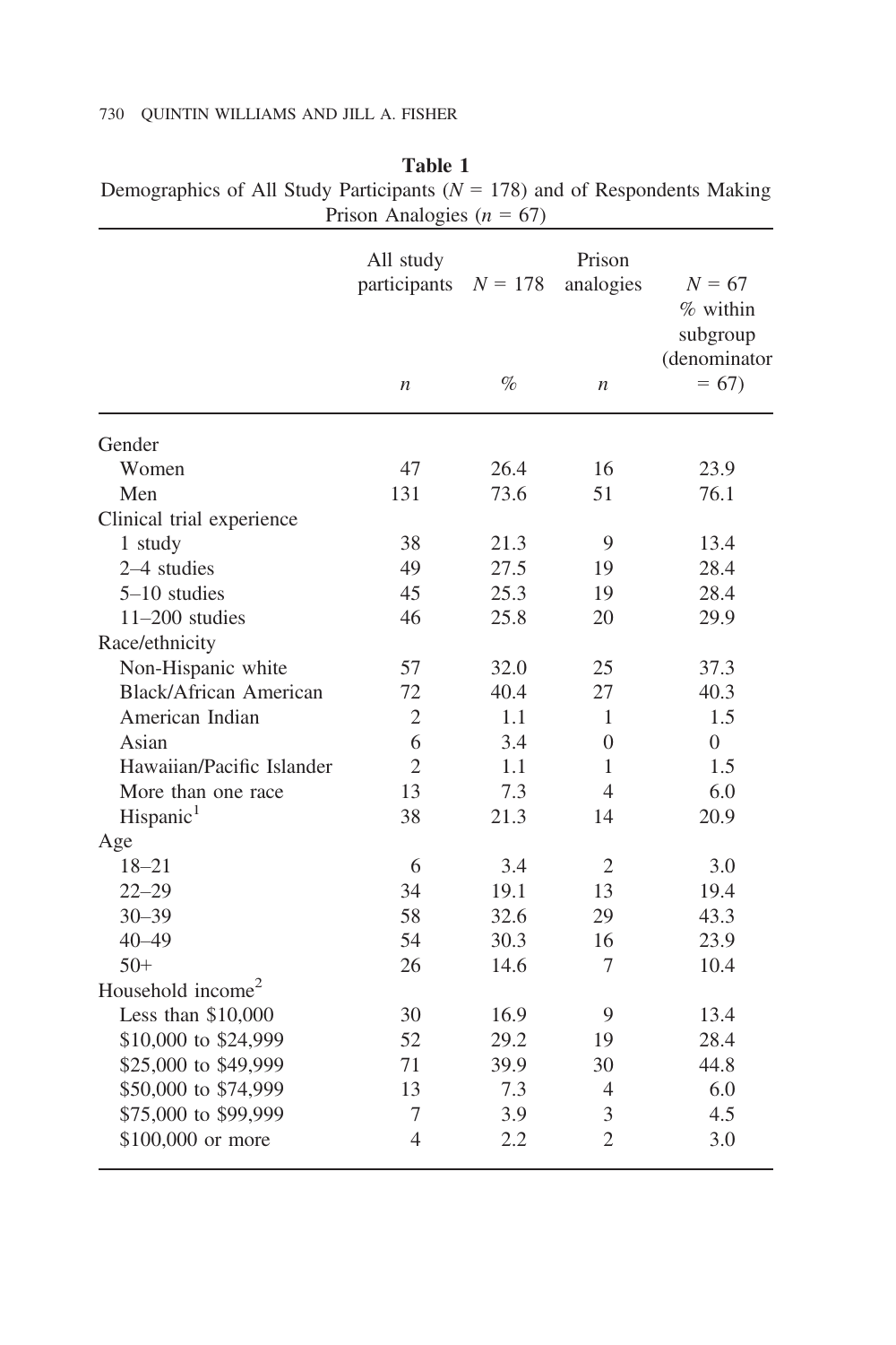**Table 1**
Demographics of All Study Participants ($N$ = 178) and of Respondents Making Prison Analogies ($n$ = 67)

| | All study participants $n$ | $N$ = 178 % | Prison analogies $n$ | $N$ = 67 % within subgroup (denominator = 67) |
|---|---|---|---|---|
| Gender | | | | |
| Women | 47 | 26.4 | 16 | 23.9 |
| Men | 131 | 73.6 | 51 | 76.1 |
| Clinical trial experience | | | | |
| 1 study | 38 | 21.3 | 9 | 13.4 |
| 2–4 studies | 49 | 27.5 | 19 | 28.4 |
| 5–10 studies | 45 | 25.3 | 19 | 28.4 |
| 11–200 studies | 46 | 25.8 | 20 | 29.9 |
| Race/ethnicity | | | | |
| Non-Hispanic white | 57 | 32.0 | 25 | 37.3 |
| Black/African American | 72 | 40.4 | 27 | 40.3 |
| American Indian | 2 | 1.1 | 1 | 1.5 |
| Asian | 6 | 3.4 | 0 | 0 |
| Hawaiian/Pacific Islander | 2 | 1.1 | 1 | 1.5 |
| More than one race | 13 | 7.3 | 4 | 6.0 |
| Hispanic[1] | 38 | 21.3 | 14 | 20.9 |
| Age | | | | |
| 18–21 | 6 | 3.4 | 2 | 3.0 |
| 22–29 | 34 | 19.1 | 13 | 19.4 |
| 30–39 | 58 | 32.6 | 29 | 43.3 |
| 40–49 | 54 | 30.3 | 16 | 23.9 |
| 50+ | 26 | 14.6 | 7 | 10.4 |
| Household income[2] | | | | |
| Less than $10,000 | 30 | 16.9 | 9 | 13.4 |
| $10,000 to $24,999 | 52 | 29.2 | 19 | 28.4 |
| $25,000 to $49,999 | 71 | 39.9 | 30 | 44.8 |
| $50,000 to $74,999 | 13 | 7.3 | 4 | 6.0 |
| $75,000 to $99,999 | 7 | 3.9 | 3 | 4.5 |
| $100,000 or more | 4 | 2.2 | 2 | 3.0 |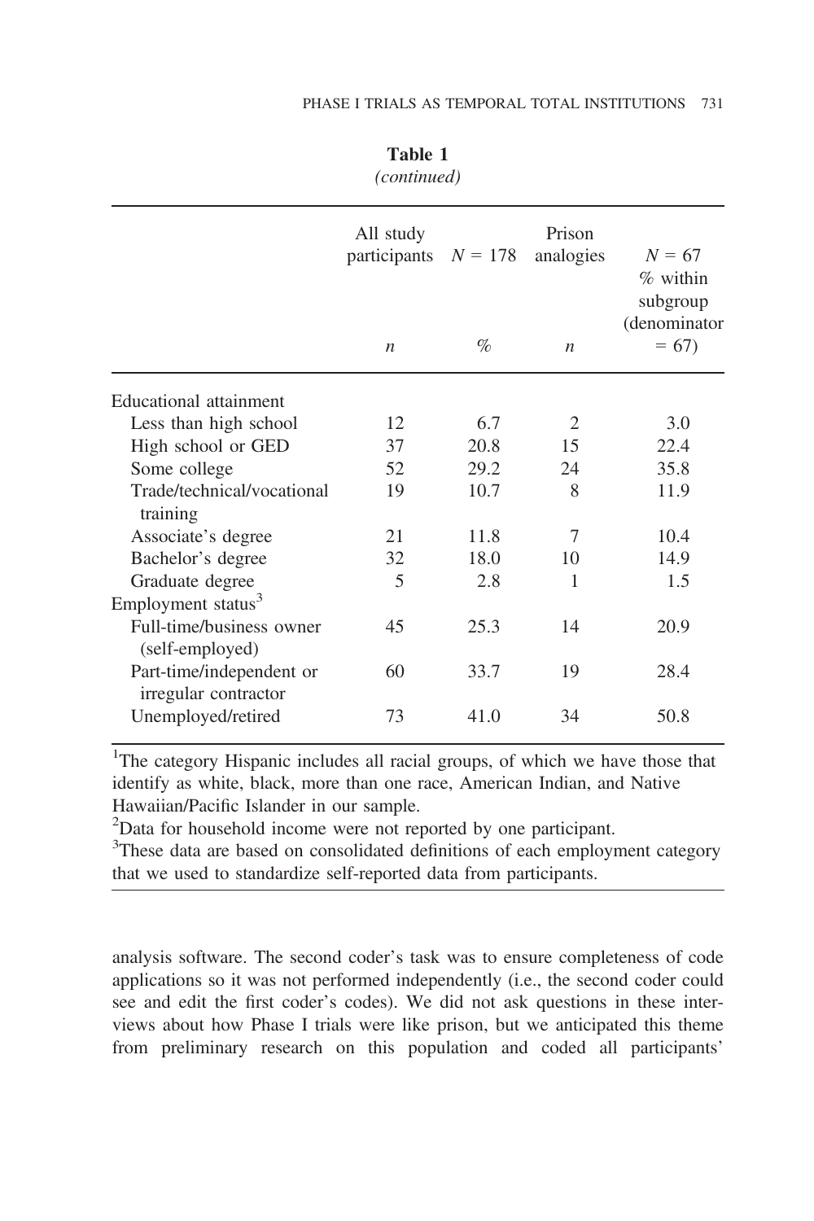**Table 1**
*(continued)*

| | All study participants | $N = 178$ | Prison analogies | $N = 67$ % within subgroup (denominator = 67) |
|---|---|---|---|---|
| | *n* | % | *n* | |
| Educational attainment | | | | |
| Less than high school | 12 | 6.7 | 2 | 3.0 |
| High school or GED | 37 | 20.8 | 15 | 22.4 |
| Some college | 52 | 29.2 | 24 | 35.8 |
| Trade/technical/vocational training | 19 | 10.7 | 8 | 11.9 |
| Associate's degree | 21 | 11.8 | 7 | 10.4 |
| Bachelor's degree | 32 | 18.0 | 10 | 14.9 |
| Graduate degree | 5 | 2.8 | 1 | 1.5 |
| Employment status[3] | | | | |
| Full-time/business owner (self-employed) | 45 | 25.3 | 14 | 20.9 |
| Part-time/independent or irregular contractor | 60 | 33.7 | 19 | 28.4 |
| Unemployed/retired | 73 | 41.0 | 34 | 50.8 |

[1]The category Hispanic includes all racial groups, of which we have those that identify as white, black, more than one race, American Indian, and Native Hawaiian/Pacific Islander in our sample.
[2]Data for household income were not reported by one participant.
[3]These data are based on consolidated definitions of each employment category that we used to standardize self-reported data from participants.

analysis software. The second coder's task was to ensure completeness of code applications so it was not performed independently (i.e., the second coder could see and edit the first coder's codes). We did not ask questions in these interviews about how Phase I trials were like prison, but we anticipated this theme from preliminary research on this population and coded all participants'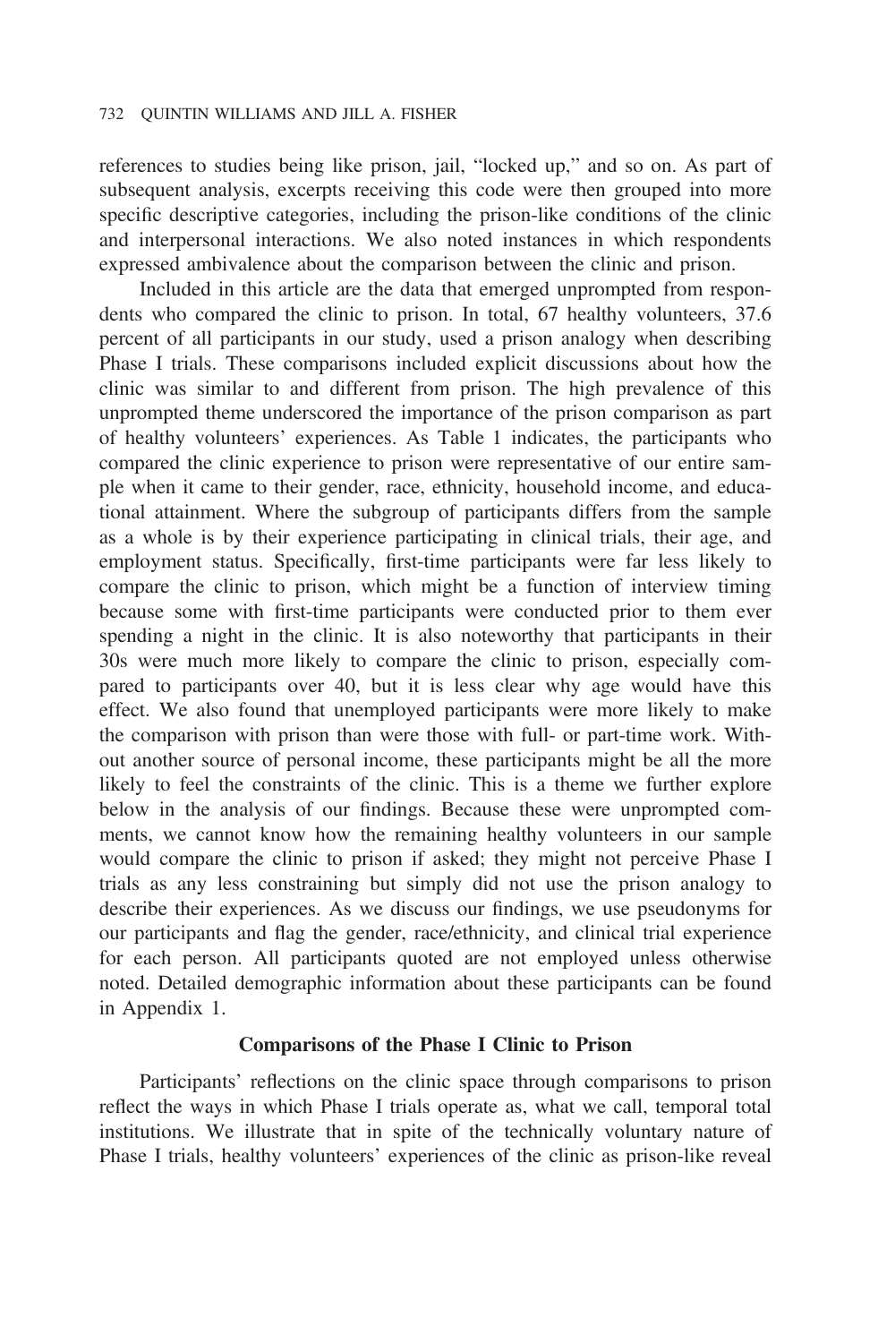references to studies being like prison, jail, "locked up," and so on. As part of subsequent analysis, excerpts receiving this code were then grouped into more specific descriptive categories, including the prison-like conditions of the clinic and interpersonal interactions. We also noted instances in which respondents expressed ambivalence about the comparison between the clinic and prison.

Included in this article are the data that emerged unprompted from respondents who compared the clinic to prison. In total, 67 healthy volunteers, 37.6 percent of all participants in our study, used a prison analogy when describing Phase I trials. These comparisons included explicit discussions about how the clinic was similar to and different from prison. The high prevalence of this unprompted theme underscored the importance of the prison comparison as part of healthy volunteers' experiences. As Table 1 indicates, the participants who compared the clinic experience to prison were representative of our entire sample when it came to their gender, race, ethnicity, household income, and educational attainment. Where the subgroup of participants differs from the sample as a whole is by their experience participating in clinical trials, their age, and employment status. Specifically, first-time participants were far less likely to compare the clinic to prison, which might be a function of interview timing because some with first-time participants were conducted prior to them ever spending a night in the clinic. It is also noteworthy that participants in their 30s were much more likely to compare the clinic to prison, especially compared to participants over 40, but it is less clear why age would have this effect. We also found that unemployed participants were more likely to make the comparison with prison than were those with full- or part-time work. Without another source of personal income, these participants might be all the more likely to feel the constraints of the clinic. This is a theme we further explore below in the analysis of our findings. Because these were unprompted comments, we cannot know how the remaining healthy volunteers in our sample would compare the clinic to prison if asked; they might not perceive Phase I trials as any less constraining but simply did not use the prison analogy to describe their experiences. As we discuss our findings, we use pseudonyms for our participants and flag the gender, race/ethnicity, and clinical trial experience for each person. All participants quoted are not employed unless otherwise noted. Detailed demographic information about these participants can be found in Appendix 1.

## Comparisons of the Phase I Clinic to Prison

Participants' reflections on the clinic space through comparisons to prison reflect the ways in which Phase I trials operate as, what we call, temporal total institutions. We illustrate that in spite of the technically voluntary nature of Phase I trials, healthy volunteers' experiences of the clinic as prison-like reveal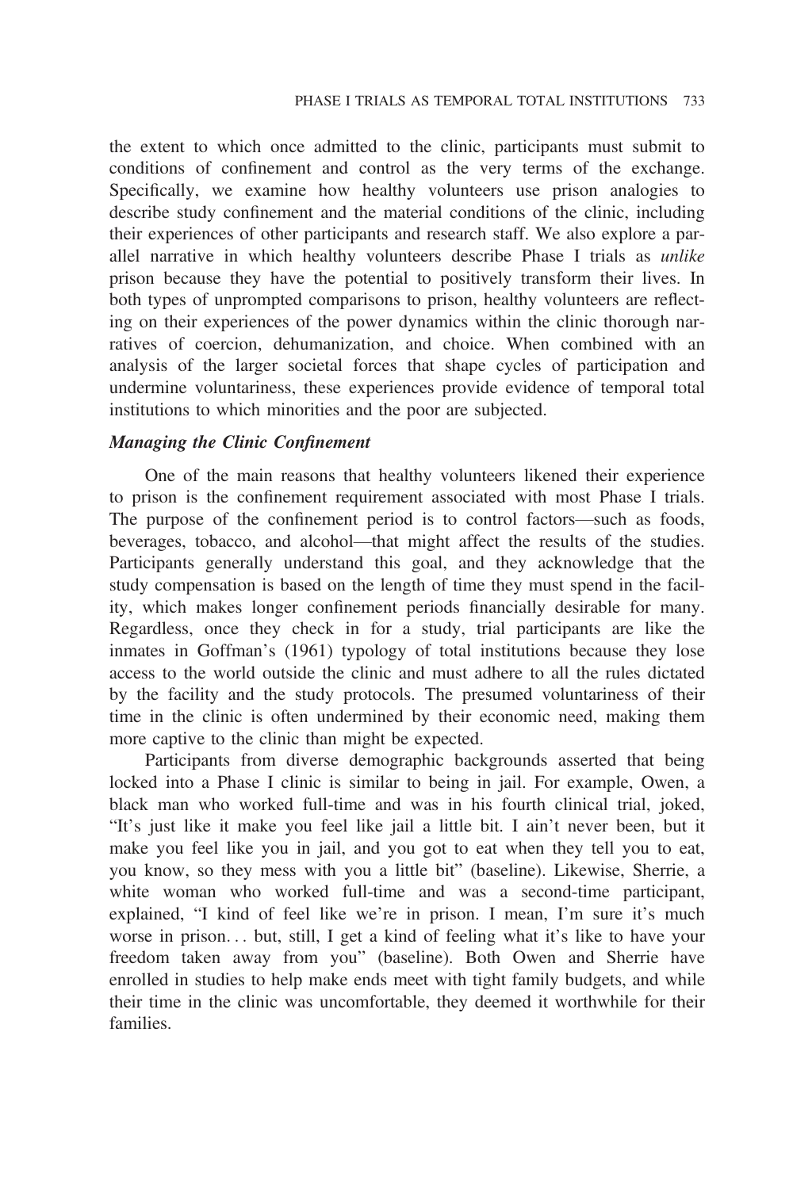the extent to which once admitted to the clinic, participants must submit to conditions of confinement and control as the very terms of the exchange. Specifically, we examine how healthy volunteers use prison analogies to describe study confinement and the material conditions of the clinic, including their experiences of other participants and research staff. We also explore a parallel narrative in which healthy volunteers describe Phase I trials as *unlike* prison because they have the potential to positively transform their lives. In both types of unprompted comparisons to prison, healthy volunteers are reflecting on their experiences of the power dynamics within the clinic thorough narratives of coercion, dehumanization, and choice. When combined with an analysis of the larger societal forces that shape cycles of participation and undermine voluntariness, these experiences provide evidence of temporal total institutions to which minorities and the poor are subjected.

### *Managing the Clinic Confinement*

One of the main reasons that healthy volunteers likened their experience to prison is the confinement requirement associated with most Phase I trials. The purpose of the confinement period is to control factors—such as foods, beverages, tobacco, and alcohol—that might affect the results of the studies. Participants generally understand this goal, and they acknowledge that the study compensation is based on the length of time they must spend in the facility, which makes longer confinement periods financially desirable for many. Regardless, once they check in for a study, trial participants are like the inmates in Goffman's (1961) typology of total institutions because they lose access to the world outside the clinic and must adhere to all the rules dictated by the facility and the study protocols. The presumed voluntariness of their time in the clinic is often undermined by their economic need, making them more captive to the clinic than might be expected.

Participants from diverse demographic backgrounds asserted that being locked into a Phase I clinic is similar to being in jail. For example, Owen, a black man who worked full-time and was in his fourth clinical trial, joked, "It's just like it make you feel like jail a little bit. I ain't never been, but it make you feel like you in jail, and you got to eat when they tell you to eat, you know, so they mess with you a little bit" (baseline). Likewise, Sherrie, a white woman who worked full-time and was a second-time participant, explained, "I kind of feel like we're in prison. I mean, I'm sure it's much worse in prison... but, still, I get a kind of feeling what it's like to have your freedom taken away from you" (baseline). Both Owen and Sherrie have enrolled in studies to help make ends meet with tight family budgets, and while their time in the clinic was uncomfortable, they deemed it worthwhile for their families.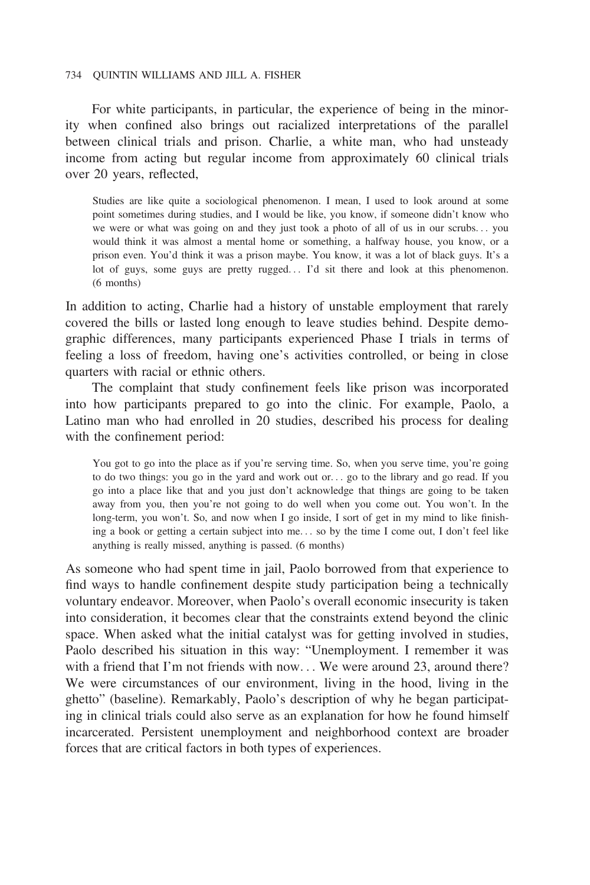For white participants, in particular, the experience of being in the minority when confined also brings out racialized interpretations of the parallel between clinical trials and prison. Charlie, a white man, who had unsteady income from acting but regular income from approximately 60 clinical trials over 20 years, reflected,

> Studies are like quite a sociological phenomenon. I mean, I used to look around at some point sometimes during studies, and I would be like, you know, if someone didn't know who we were or what was going on and they just took a photo of all of us in our scrubs… you would think it was almost a mental home or something, a halfway house, you know, or a prison even. You'd think it was a prison maybe. You know, it was a lot of black guys. It's a lot of guys, some guys are pretty rugged… I'd sit there and look at this phenomenon. (6 months)

In addition to acting, Charlie had a history of unstable employment that rarely covered the bills or lasted long enough to leave studies behind. Despite demographic differences, many participants experienced Phase I trials in terms of feeling a loss of freedom, having one's activities controlled, or being in close quarters with racial or ethnic others.

The complaint that study confinement feels like prison was incorporated into how participants prepared to go into the clinic. For example, Paolo, a Latino man who had enrolled in 20 studies, described his process for dealing with the confinement period:

> You got to go into the place as if you're serving time. So, when you serve time, you're going to do two things: you go in the yard and work out or… go to the library and go read. If you go into a place like that and you just don't acknowledge that things are going to be taken away from you, then you're not going to do well when you come out. You won't. In the long-term, you won't. So, and now when I go inside, I sort of get in my mind to like finishing a book or getting a certain subject into me… so by the time I come out, I don't feel like anything is really missed, anything is passed. (6 months)

As someone who had spent time in jail, Paolo borrowed from that experience to find ways to handle confinement despite study participation being a technically voluntary endeavor. Moreover, when Paolo's overall economic insecurity is taken into consideration, it becomes clear that the constraints extend beyond the clinic space. When asked what the initial catalyst was for getting involved in studies, Paolo described his situation in this way: "Unemployment. I remember it was with a friend that I'm not friends with now… We were around 23, around there? We were circumstances of our environment, living in the hood, living in the ghetto" (baseline). Remarkably, Paolo's description of why he began participating in clinical trials could also serve as an explanation for how he found himself incarcerated. Persistent unemployment and neighborhood context are broader forces that are critical factors in both types of experiences.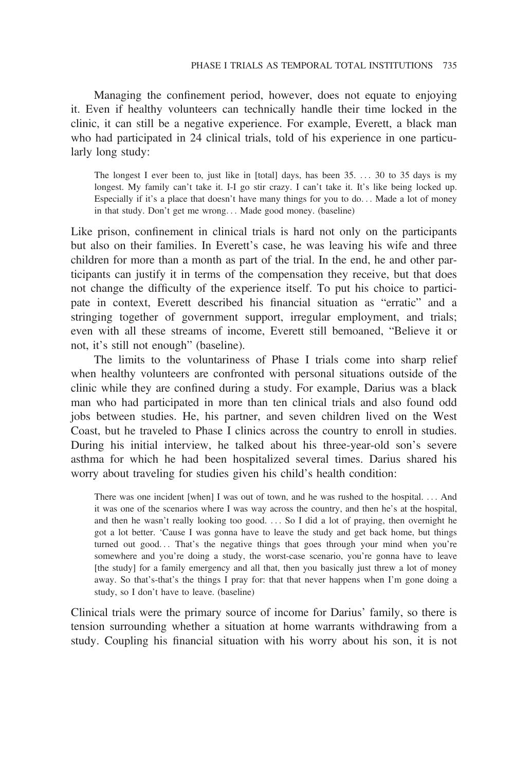Managing the confinement period, however, does not equate to enjoying it. Even if healthy volunteers can technically handle their time locked in the clinic, it can still be a negative experience. For example, Everett, a black man who had participated in 24 clinical trials, told of his experience in one particularly long study:

> The longest I ever been to, just like in [total] days, has been 35. . . . 30 to 35 days is my longest. My family can't take it. I-I go stir crazy. I can't take it. It's like being locked up. Especially if it's a place that doesn't have many things for you to do. . . Made a lot of money in that study. Don't get me wrong. . . Made good money. (baseline)

Like prison, confinement in clinical trials is hard not only on the participants but also on their families. In Everett's case, he was leaving his wife and three children for more than a month as part of the trial. In the end, he and other participants can justify it in terms of the compensation they receive, but that does not change the difficulty of the experience itself. To put his choice to participate in context, Everett described his financial situation as "erratic" and a stringing together of government support, irregular employment, and trials; even with all these streams of income, Everett still bemoaned, "Believe it or not, it's still not enough" (baseline).

The limits to the voluntariness of Phase I trials come into sharp relief when healthy volunteers are confronted with personal situations outside of the clinic while they are confined during a study. For example, Darius was a black man who had participated in more than ten clinical trials and also found odd jobs between studies. He, his partner, and seven children lived on the West Coast, but he traveled to Phase I clinics across the country to enroll in studies. During his initial interview, he talked about his three-year-old son's severe asthma for which he had been hospitalized several times. Darius shared his worry about traveling for studies given his child's health condition:

> There was one incident [when] I was out of town, and he was rushed to the hospital. . . . And it was one of the scenarios where I was way across the country, and then he's at the hospital, and then he wasn't really looking too good. . . . So I did a lot of praying, then overnight he got a lot better. 'Cause I was gonna have to leave the study and get back home, but things turned out good. . . That's the negative things that goes through your mind when you're somewhere and you're doing a study, the worst-case scenario, you're gonna have to leave [the study] for a family emergency and all that, then you basically just threw a lot of money away. So that's-that's the things I pray for: that that never happens when I'm gone doing a study, so I don't have to leave. (baseline)

Clinical trials were the primary source of income for Darius' family, so there is tension surrounding whether a situation at home warrants withdrawing from a study. Coupling his financial situation with his worry about his son, it is not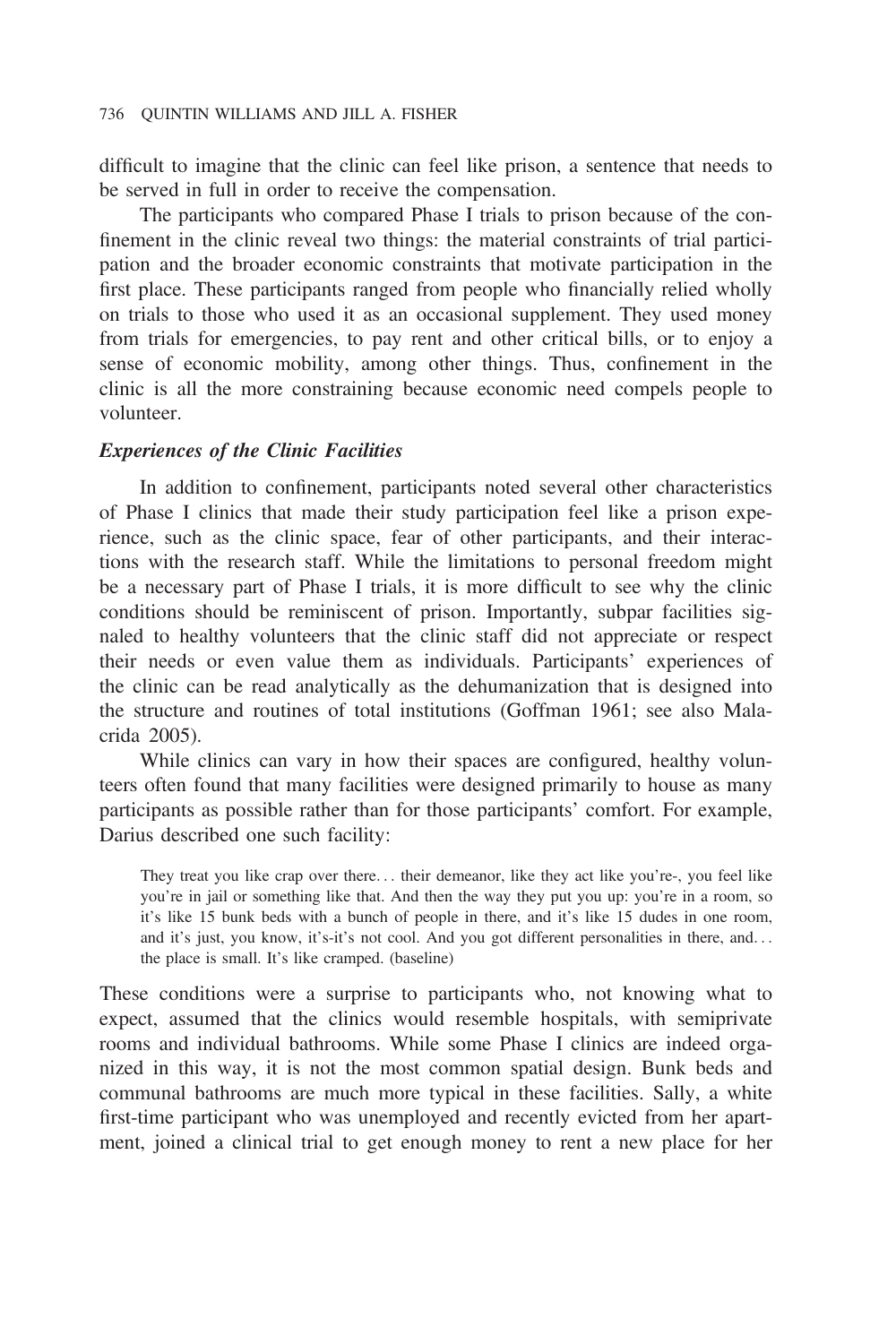difficult to imagine that the clinic can feel like prison, a sentence that needs to be served in full in order to receive the compensation.

The participants who compared Phase I trials to prison because of the confinement in the clinic reveal two things: the material constraints of trial participation and the broader economic constraints that motivate participation in the first place. These participants ranged from people who financially relied wholly on trials to those who used it as an occasional supplement. They used money from trials for emergencies, to pay rent and other critical bills, or to enjoy a sense of economic mobility, among other things. Thus, confinement in the clinic is all the more constraining because economic need compels people to volunteer.

### *Experiences of the Clinic Facilities*

In addition to confinement, participants noted several other characteristics of Phase I clinics that made their study participation feel like a prison experience, such as the clinic space, fear of other participants, and their interactions with the research staff. While the limitations to personal freedom might be a necessary part of Phase I trials, it is more difficult to see why the clinic conditions should be reminiscent of prison. Importantly, subpar facilities signaled to healthy volunteers that the clinic staff did not appreciate or respect their needs or even value them as individuals. Participants' experiences of the clinic can be read analytically as the dehumanization that is designed into the structure and routines of total institutions (Goffman 1961; see also Malacrida 2005).

While clinics can vary in how their spaces are configured, healthy volunteers often found that many facilities were designed primarily to house as many participants as possible rather than for those participants' comfort. For example, Darius described one such facility:

> They treat you like crap over there… their demeanor, like they act like you're-, you feel like you're in jail or something like that. And then the way they put you up: you're in a room, so it's like 15 bunk beds with a bunch of people in there, and it's like 15 dudes in one room, and it's just, you know, it's-it's not cool. And you got different personalities in there, and… the place is small. It's like cramped. (baseline)

These conditions were a surprise to participants who, not knowing what to expect, assumed that the clinics would resemble hospitals, with semiprivate rooms and individual bathrooms. While some Phase I clinics are indeed organized in this way, it is not the most common spatial design. Bunk beds and communal bathrooms are much more typical in these facilities. Sally, a white first-time participant who was unemployed and recently evicted from her apartment, joined a clinical trial to get enough money to rent a new place for her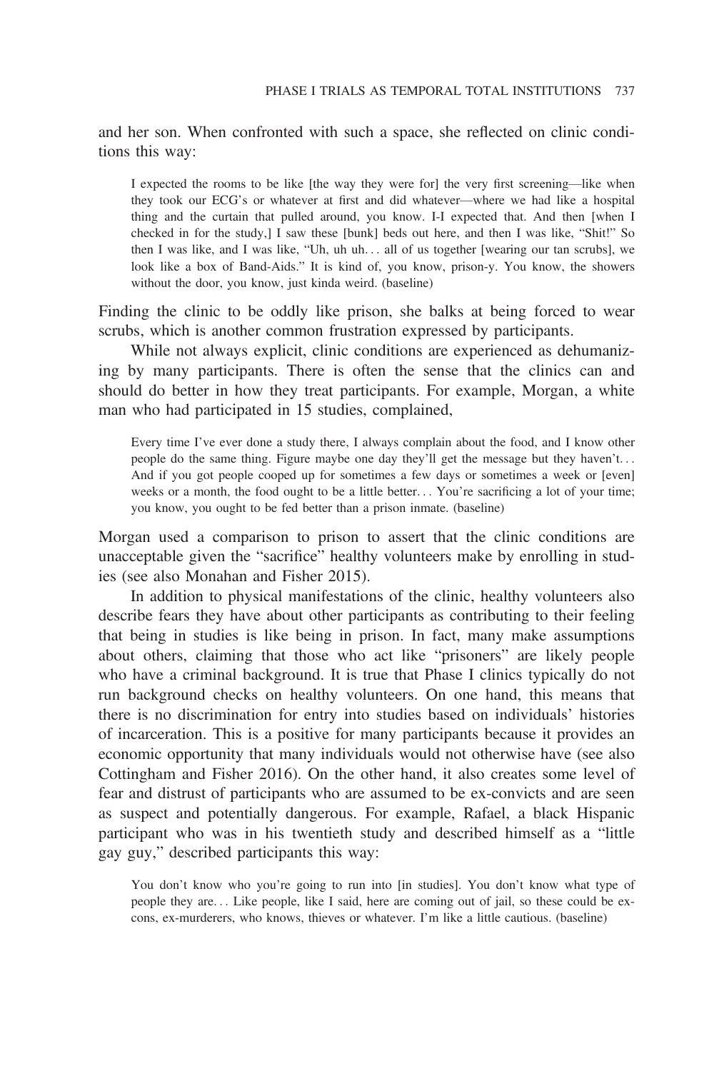and her son. When confronted with such a space, she reflected on clinic conditions this way:

> I expected the rooms to be like [the way they were for] the very first screening—like when they took our ECG's or whatever at first and did whatever—where we had like a hospital thing and the curtain that pulled around, you know. I-I expected that. And then [when I checked in for the study,] I saw these [bunk] beds out here, and then I was like, "Shit!" So then I was like, and I was like, "Uh, uh uh... all of us together [wearing our tan scrubs], we look like a box of Band-Aids." It is kind of, you know, prison-y. You know, the showers without the door, you know, just kinda weird. (baseline)

Finding the clinic to be oddly like prison, she balks at being forced to wear scrubs, which is another common frustration expressed by participants.

While not always explicit, clinic conditions are experienced as dehumanizing by many participants. There is often the sense that the clinics can and should do better in how they treat participants. For example, Morgan, a white man who had participated in 15 studies, complained,

> Every time I've ever done a study there, I always complain about the food, and I know other people do the same thing. Figure maybe one day they'll get the message but they haven't... And if you got people cooped up for sometimes a few days or sometimes a week or [even] weeks or a month, the food ought to be a little better... You're sacrificing a lot of your time; you know, you ought to be fed better than a prison inmate. (baseline)

Morgan used a comparison to prison to assert that the clinic conditions are unacceptable given the "sacrifice" healthy volunteers make by enrolling in studies (see also Monahan and Fisher 2015).

In addition to physical manifestations of the clinic, healthy volunteers also describe fears they have about other participants as contributing to their feeling that being in studies is like being in prison. In fact, many make assumptions about others, claiming that those who act like "prisoners" are likely people who have a criminal background. It is true that Phase I clinics typically do not run background checks on healthy volunteers. On one hand, this means that there is no discrimination for entry into studies based on individuals' histories of incarceration. This is a positive for many participants because it provides an economic opportunity that many individuals would not otherwise have (see also Cottingham and Fisher 2016). On the other hand, it also creates some level of fear and distrust of participants who are assumed to be ex-convicts and are seen as suspect and potentially dangerous. For example, Rafael, a black Hispanic participant who was in his twentieth study and described himself as a "little gay guy," described participants this way:

> You don't know who you're going to run into [in studies]. You don't know what type of people they are... Like people, like I said, here are coming out of jail, so these could be ex-cons, ex-murderers, who knows, thieves or whatever. I'm like a little cautious. (baseline)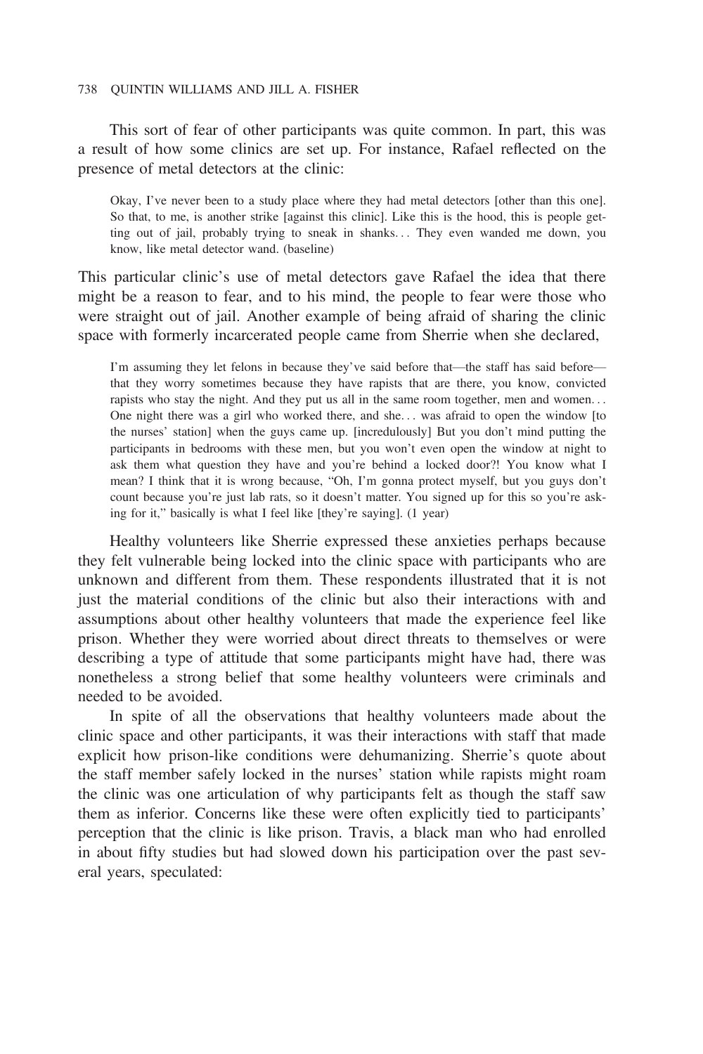This sort of fear of other participants was quite common. In part, this was a result of how some clinics are set up. For instance, Rafael reflected on the presence of metal detectors at the clinic:

> Okay, I've never been to a study place where they had metal detectors [other than this one]. So that, to me, is another strike [against this clinic]. Like this is the hood, this is people getting out of jail, probably trying to sneak in shanks... They even wanded me down, you know, like metal detector wand. (baseline)

This particular clinic's use of metal detectors gave Rafael the idea that there might be a reason to fear, and to his mind, the people to fear were those who were straight out of jail. Another example of being afraid of sharing the clinic space with formerly incarcerated people came from Sherrie when she declared,

> I'm assuming they let felons in because they've said before that—the staff has said before—that they worry sometimes because they have rapists that are there, you know, convicted rapists who stay the night. And they put us all in the same room together, men and women... One night there was a girl who worked there, and she... was afraid to open the window [to the nurses' station] when the guys came up. [incredulously] But you don't mind putting the participants in bedrooms with these men, but you won't even open the window at night to ask them what question they have and you're behind a locked door?! You know what I mean? I think that it is wrong because, "Oh, I'm gonna protect myself, but you guys don't count because you're just lab rats, so it doesn't matter. You signed up for this so you're asking for it," basically is what I feel like [they're saying]. (1 year)

Healthy volunteers like Sherrie expressed these anxieties perhaps because they felt vulnerable being locked into the clinic space with participants who are unknown and different from them. These respondents illustrated that it is not just the material conditions of the clinic but also their interactions with and assumptions about other healthy volunteers that made the experience feel like prison. Whether they were worried about direct threats to themselves or were describing a type of attitude that some participants might have had, there was nonetheless a strong belief that some healthy volunteers were criminals and needed to be avoided.

In spite of all the observations that healthy volunteers made about the clinic space and other participants, it was their interactions with staff that made explicit how prison-like conditions were dehumanizing. Sherrie's quote about the staff member safely locked in the nurses' station while rapists might roam the clinic was one articulation of why participants felt as though the staff saw them as inferior. Concerns like these were often explicitly tied to participants' perception that the clinic is like prison. Travis, a black man who had enrolled in about fifty studies but had slowed down his participation over the past several years, speculated: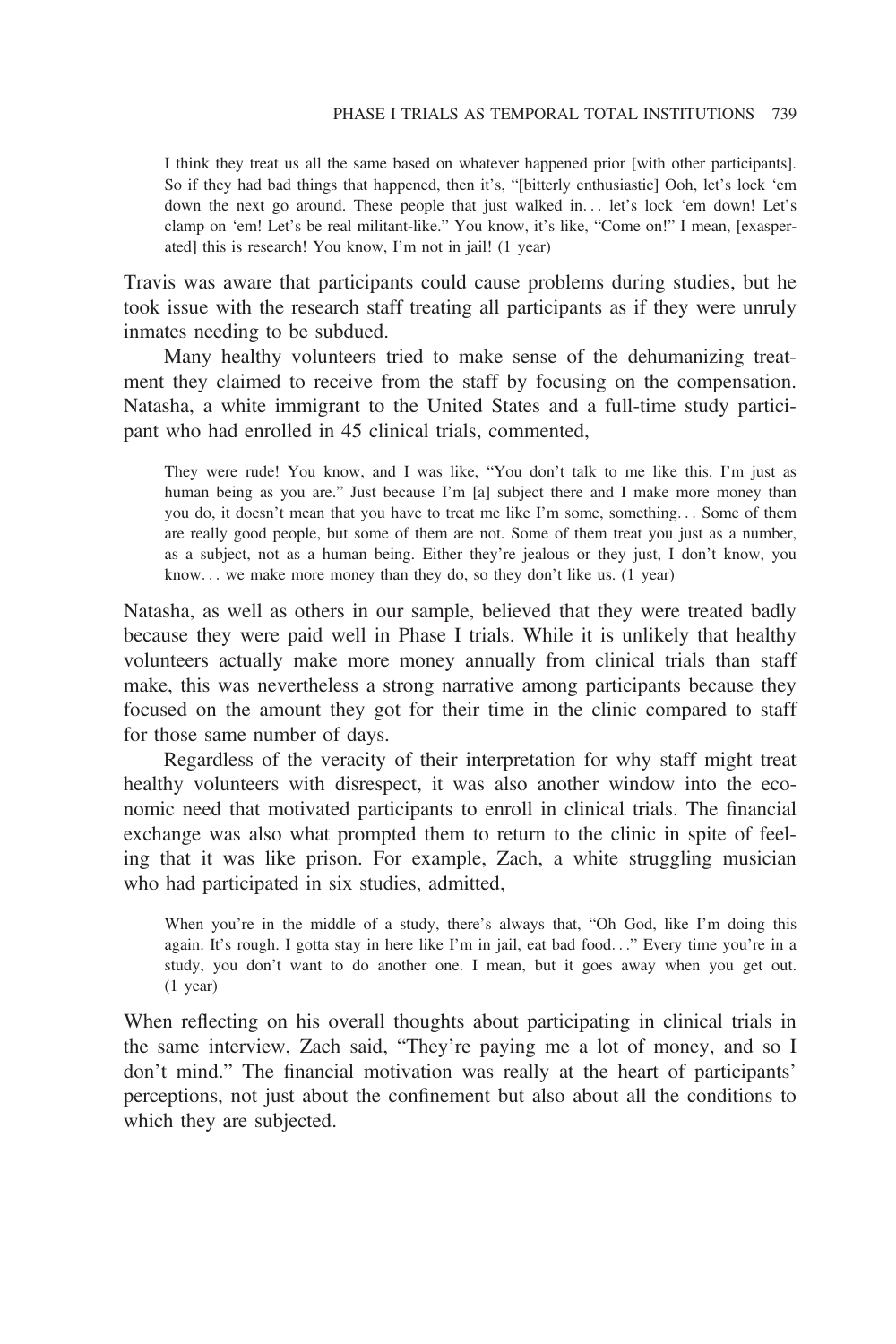> I think they treat us all the same based on whatever happened prior [with other participants]. So if they had bad things that happened, then it's, "[bitterly enthusiastic] Ooh, let's lock 'em down the next go around. These people that just walked in... let's lock 'em down! Let's clamp on 'em! Let's be real militant-like." You know, it's like, "Come on!" I mean, [exasperated] this is research! You know, I'm not in jail! (1 year)

Travis was aware that participants could cause problems during studies, but he took issue with the research staff treating all participants as if they were unruly inmates needing to be subdued.

Many healthy volunteers tried to make sense of the dehumanizing treatment they claimed to receive from the staff by focusing on the compensation. Natasha, a white immigrant to the United States and a full-time study participant who had enrolled in 45 clinical trials, commented,

> They were rude! You know, and I was like, "You don't talk to me like this. I'm just as human being as you are." Just because I'm [a] subject there and I make more money than you do, it doesn't mean that you have to treat me like I'm some, something... Some of them are really good people, but some of them are not. Some of them treat you just as a number, as a subject, not as a human being. Either they're jealous or they just, I don't know, you know... we make more money than they do, so they don't like us. (1 year)

Natasha, as well as others in our sample, believed that they were treated badly because they were paid well in Phase I trials. While it is unlikely that healthy volunteers actually make more money annually from clinical trials than staff make, this was nevertheless a strong narrative among participants because they focused on the amount they got for their time in the clinic compared to staff for those same number of days.

Regardless of the veracity of their interpretation for why staff might treat healthy volunteers with disrespect, it was also another window into the economic need that motivated participants to enroll in clinical trials. The financial exchange was also what prompted them to return to the clinic in spite of feeling that it was like prison. For example, Zach, a white struggling musician who had participated in six studies, admitted,

> When you're in the middle of a study, there's always that, "Oh God, like I'm doing this again. It's rough. I gotta stay in here like I'm in jail, eat bad food..." Every time you're in a study, you don't want to do another one. I mean, but it goes away when you get out. (1 year)

When reflecting on his overall thoughts about participating in clinical trials in the same interview, Zach said, "They're paying me a lot of money, and so I don't mind." The financial motivation was really at the heart of participants' perceptions, not just about the confinement but also about all the conditions to which they are subjected.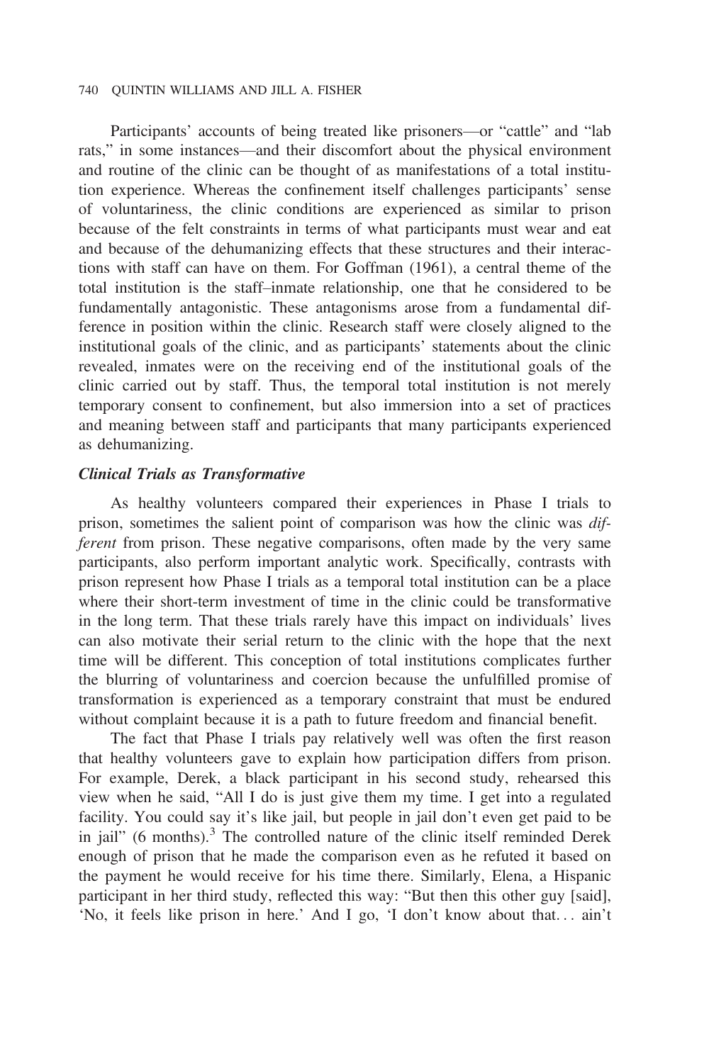Participants' accounts of being treated like prisoners—or "cattle" and "lab rats," in some instances—and their discomfort about the physical environment and routine of the clinic can be thought of as manifestations of a total institution experience. Whereas the confinement itself challenges participants' sense of voluntariness, the clinic conditions are experienced as similar to prison because of the felt constraints in terms of what participants must wear and eat and because of the dehumanizing effects that these structures and their interactions with staff can have on them. For Goffman (1961), a central theme of the total institution is the staff–inmate relationship, one that he considered to be fundamentally antagonistic. These antagonisms arose from a fundamental difference in position within the clinic. Research staff were closely aligned to the institutional goals of the clinic, and as participants' statements about the clinic revealed, inmates were on the receiving end of the institutional goals of the clinic carried out by staff. Thus, the temporal total institution is not merely temporary consent to confinement, but also immersion into a set of practices and meaning between staff and participants that many participants experienced as dehumanizing.

### *Clinical Trials as Transformative*

As healthy volunteers compared their experiences in Phase I trials to prison, sometimes the salient point of comparison was how the clinic was *different* from prison. These negative comparisons, often made by the very same participants, also perform important analytic work. Specifically, contrasts with prison represent how Phase I trials as a temporal total institution can be a place where their short-term investment of time in the clinic could be transformative in the long term. That these trials rarely have this impact on individuals' lives can also motivate their serial return to the clinic with the hope that the next time will be different. This conception of total institutions complicates further the blurring of voluntariness and coercion because the unfulfilled promise of transformation is experienced as a temporary constraint that must be endured without complaint because it is a path to future freedom and financial benefit.

The fact that Phase I trials pay relatively well was often the first reason that healthy volunteers gave to explain how participation differs from prison. For example, Derek, a black participant in his second study, rehearsed this view when he said, "All I do is just give them my time. I get into a regulated facility. You could say it's like jail, but people in jail don't even get paid to be in jail" (6 months).[3] The controlled nature of the clinic itself reminded Derek enough of prison that he made the comparison even as he refuted it based on the payment he would receive for his time there. Similarly, Elena, a Hispanic participant in her third study, reflected this way: "But then this other guy [said], 'No, it feels like prison in here.' And I go, 'I don't know about that… ain't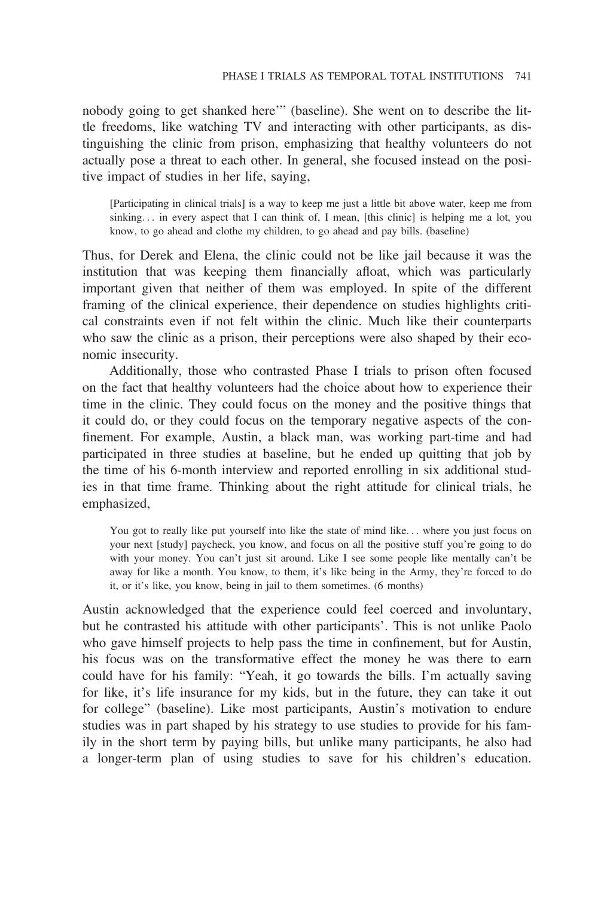nobody going to get shanked here'" (baseline). She went on to describe the little freedoms, like watching TV and interacting with other participants, as distinguishing the clinic from prison, emphasizing that healthy volunteers do not actually pose a threat to each other. In general, she focused instead on the positive impact of studies in her life, saying,

> [Participating in clinical trials] is a way to keep me just a little bit above water, keep me from sinking… in every aspect that I can think of, I mean, [this clinic] is helping me a lot, you know, to go ahead and clothe my children, to go ahead and pay bills. (baseline)

Thus, for Derek and Elena, the clinic could not be like jail because it was the institution that was keeping them financially afloat, which was particularly important given that neither of them was employed. In spite of the different framing of the clinical experience, their dependence on studies highlights critical constraints even if not felt within the clinic. Much like their counterparts who saw the clinic as a prison, their perceptions were also shaped by their economic insecurity.

Additionally, those who contrasted Phase I trials to prison often focused on the fact that healthy volunteers had the choice about how to experience their time in the clinic. They could focus on the money and the positive things that it could do, or they could focus on the temporary negative aspects of the confinement. For example, Austin, a black man, was working part-time and had participated in three studies at baseline, but he ended up quitting that job by the time of his 6-month interview and reported enrolling in six additional studies in that time frame. Thinking about the right attitude for clinical trials, he emphasized,

> You got to really like put yourself into like the state of mind like… where you just focus on your next [study] paycheck, you know, and focus on all the positive stuff you're going to do with your money. You can't just sit around. Like I see some people like mentally can't be away for like a month. You know, to them, it's like being in the Army, they're forced to do it, or it's like, you know, being in jail to them sometimes. (6 months)

Austin acknowledged that the experience could feel coerced and involuntary, but he contrasted his attitude with other participants'. This is not unlike Paolo who gave himself projects to help pass the time in confinement, but for Austin, his focus was on the transformative effect the money he was there to earn could have for his family: "Yeah, it go towards the bills. I'm actually saving for like, it's life insurance for my kids, but in the future, they can take it out for college" (baseline). Like most participants, Austin's motivation to endure studies was in part shaped by his strategy to use studies to provide for his family in the short term by paying bills, but unlike many participants, he also had a longer-term plan of using studies to save for his children's education.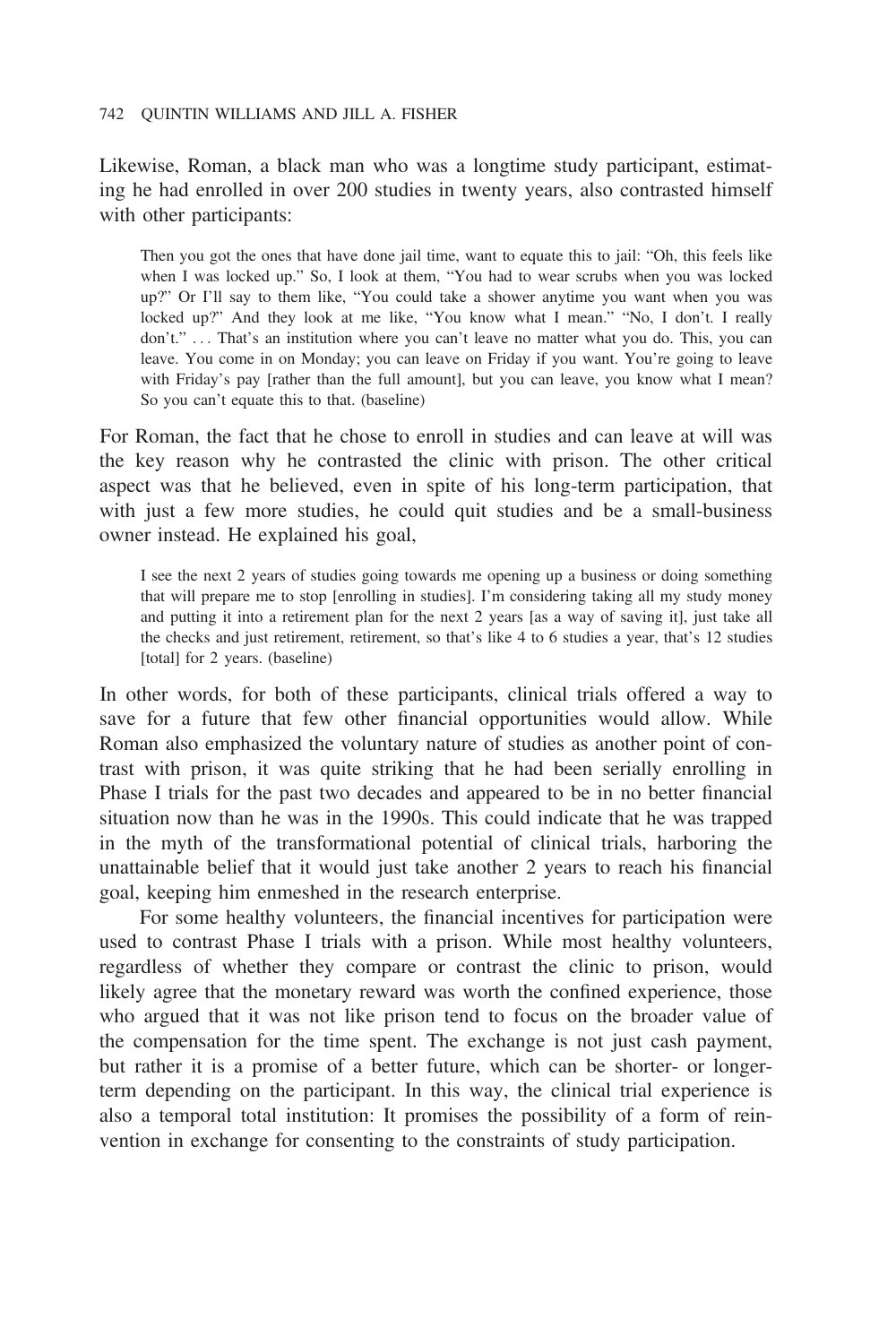Likewise, Roman, a black man who was a longtime study participant, estimating he had enrolled in over 200 studies in twenty years, also contrasted himself with other participants:

> Then you got the ones that have done jail time, want to equate this to jail: "Oh, this feels like when I was locked up." So, I look at them, "You had to wear scrubs when you was locked up?" Or I'll say to them like, "You could take a shower anytime you want when you was locked up?" And they look at me like, "You know what I mean." "No, I don't. I really don't." … That's an institution where you can't leave no matter what you do. This, you can leave. You come in on Monday; you can leave on Friday if you want. You're going to leave with Friday's pay [rather than the full amount], but you can leave, you know what I mean? So you can't equate this to that. (baseline)

For Roman, the fact that he chose to enroll in studies and can leave at will was the key reason why he contrasted the clinic with prison. The other critical aspect was that he believed, even in spite of his long-term participation, that with just a few more studies, he could quit studies and be a small-business owner instead. He explained his goal,

> I see the next 2 years of studies going towards me opening up a business or doing something that will prepare me to stop [enrolling in studies]. I'm considering taking all my study money and putting it into a retirement plan for the next 2 years [as a way of saving it], just take all the checks and just retirement, retirement, so that's like 4 to 6 studies a year, that's 12 studies [total] for 2 years. (baseline)

In other words, for both of these participants, clinical trials offered a way to save for a future that few other financial opportunities would allow. While Roman also emphasized the voluntary nature of studies as another point of contrast with prison, it was quite striking that he had been serially enrolling in Phase I trials for the past two decades and appeared to be in no better financial situation now than he was in the 1990s. This could indicate that he was trapped in the myth of the transformational potential of clinical trials, harboring the unattainable belief that it would just take another 2 years to reach his financial goal, keeping him enmeshed in the research enterprise.

For some healthy volunteers, the financial incentives for participation were used to contrast Phase I trials with a prison. While most healthy volunteers, regardless of whether they compare or contrast the clinic to prison, would likely agree that the monetary reward was worth the confined experience, those who argued that it was not like prison tend to focus on the broader value of the compensation for the time spent. The exchange is not just cash payment, but rather it is a promise of a better future, which can be shorter- or longer-term depending on the participant. In this way, the clinical trial experience is also a temporal total institution: It promises the possibility of a form of reinvention in exchange for consenting to the constraints of study participation.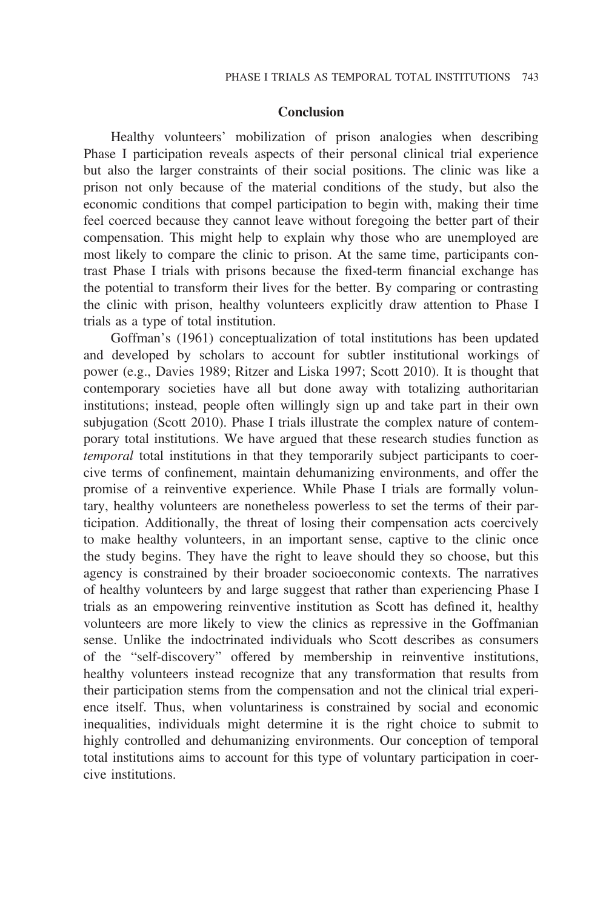## Conclusion

Healthy volunteers' mobilization of prison analogies when describing Phase I participation reveals aspects of their personal clinical trial experience but also the larger constraints of their social positions. The clinic was like a prison not only because of the material conditions of the study, but also the economic conditions that compel participation to begin with, making their time feel coerced because they cannot leave without foregoing the better part of their compensation. This might help to explain why those who are unemployed are most likely to compare the clinic to prison. At the same time, participants contrast Phase I trials with prisons because the fixed-term financial exchange has the potential to transform their lives for the better. By comparing or contrasting the clinic with prison, healthy volunteers explicitly draw attention to Phase I trials as a type of total institution.

Goffman's (1961) conceptualization of total institutions has been updated and developed by scholars to account for subtler institutional workings of power (e.g., Davies 1989; Ritzer and Liska 1997; Scott 2010). It is thought that contemporary societies have all but done away with totalizing authoritarian institutions; instead, people often willingly sign up and take part in their own subjugation (Scott 2010). Phase I trials illustrate the complex nature of contemporary total institutions. We have argued that these research studies function as *temporal* total institutions in that they temporarily subject participants to coercive terms of confinement, maintain dehumanizing environments, and offer the promise of a reinventive experience. While Phase I trials are formally voluntary, healthy volunteers are nonetheless powerless to set the terms of their participation. Additionally, the threat of losing their compensation acts coercively to make healthy volunteers, in an important sense, captive to the clinic once the study begins. They have the right to leave should they so choose, but this agency is constrained by their broader socioeconomic contexts. The narratives of healthy volunteers by and large suggest that rather than experiencing Phase I trials as an empowering reinventive institution as Scott has defined it, healthy volunteers are more likely to view the clinics as repressive in the Goffmanian sense. Unlike the indoctrinated individuals who Scott describes as consumers of the "self-discovery" offered by membership in reinventive institutions, healthy volunteers instead recognize that any transformation that results from their participation stems from the compensation and not the clinical trial experience itself. Thus, when voluntariness is constrained by social and economic inequalities, individuals might determine it is the right choice to submit to highly controlled and dehumanizing environments. Our conception of temporal total institutions aims to account for this type of voluntary participation in coercive institutions.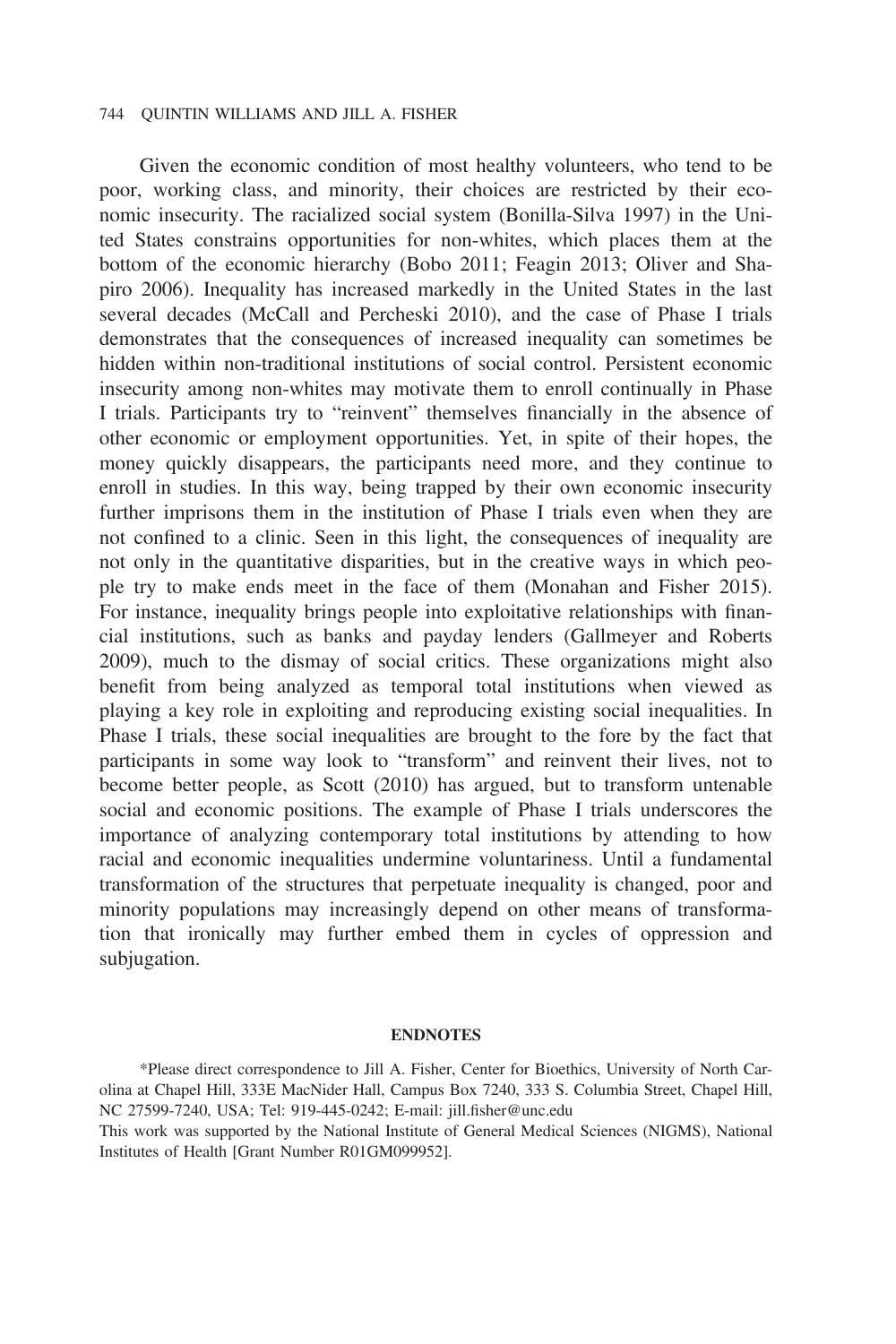Given the economic condition of most healthy volunteers, who tend to be poor, working class, and minority, their choices are restricted by their economic insecurity. The racialized social system (Bonilla-Silva 1997) in the United States constrains opportunities for non-whites, which places them at the bottom of the economic hierarchy (Bobo 2011; Feagin 2013; Oliver and Shapiro 2006). Inequality has increased markedly in the United States in the last several decades (McCall and Percheski 2010), and the case of Phase I trials demonstrates that the consequences of increased inequality can sometimes be hidden within non-traditional institutions of social control. Persistent economic insecurity among non-whites may motivate them to enroll continually in Phase I trials. Participants try to "reinvent" themselves financially in the absence of other economic or employment opportunities. Yet, in spite of their hopes, the money quickly disappears, the participants need more, and they continue to enroll in studies. In this way, being trapped by their own economic insecurity further imprisons them in the institution of Phase I trials even when they are not confined to a clinic. Seen in this light, the consequences of inequality are not only in the quantitative disparities, but in the creative ways in which people try to make ends meet in the face of them (Monahan and Fisher 2015). For instance, inequality brings people into exploitative relationships with financial institutions, such as banks and payday lenders (Gallmeyer and Roberts 2009), much to the dismay of social critics. These organizations might also benefit from being analyzed as temporal total institutions when viewed as playing a key role in exploiting and reproducing existing social inequalities. In Phase I trials, these social inequalities are brought to the fore by the fact that participants in some way look to "transform" and reinvent their lives, not to become better people, as Scott (2010) has argued, but to transform untenable social and economic positions. The example of Phase I trials underscores the importance of analyzing contemporary total institutions by attending to how racial and economic inequalities undermine voluntariness. Until a fundamental transformation of the structures that perpetuate inequality is changed, poor and minority populations may increasingly depend on other means of transformation that ironically may further embed them in cycles of oppression and subjugation.

## ENDNOTES

*Please direct correspondence to Jill A. Fisher, Center for Bioethics, University of North Carolina at Chapel Hill, 333E MacNider Hall, Campus Box 7240, 333 S. Columbia Street, Chapel Hill, NC 27599-7240, USA; Tel: 919-445-0242; E-mail: jill.fisher@unc.edu

This work was supported by the National Institute of General Medical Sciences (NIGMS), National Institutes of Health [Grant Number R01GM099952].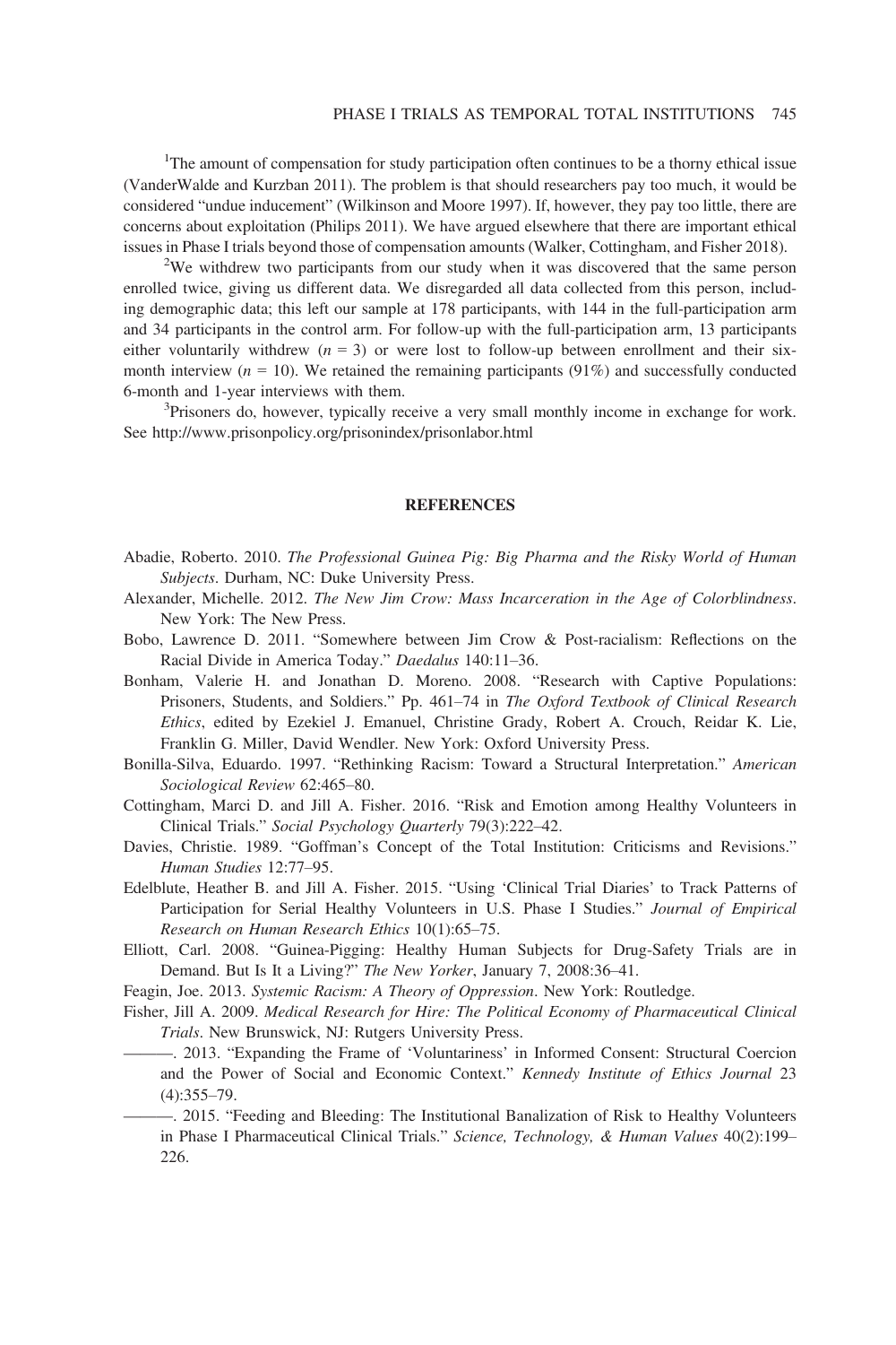[1]The amount of compensation for study participation often continues to be a thorny ethical issue (VanderWalde and Kurzban 2011). The problem is that should researchers pay too much, it would be considered "undue inducement" (Wilkinson and Moore 1997). If, however, they pay too little, there are concerns about exploitation (Philips 2011). We have argued elsewhere that there are important ethical issues in Phase I trials beyond those of compensation amounts (Walker, Cottingham, and Fisher 2018).

[2]We withdrew two participants from our study when it was discovered that the same person enrolled twice, giving us different data. We disregarded all data collected from this person, including demographic data; this left our sample at 178 participants, with 144 in the full-participation arm and 34 participants in the control arm. For follow-up with the full-participation arm, 13 participants either voluntarily withdrew ($n$ = 3) or were lost to follow-up between enrollment and their six-month interview ($n$ = 10). We retained the remaining participants (91%) and successfully conducted 6-month and 1-year interviews with them.

[3]Prisoners do, however, typically receive a very small monthly income in exchange for work. See http://www.prisonpolicy.org/prisonindex/prisonlabor.html

## REFERENCES

Abadie, Roberto. 2010. *The Professional Guinea Pig: Big Pharma and the Risky World of Human Subjects*. Durham, NC: Duke University Press.

Alexander, Michelle. 2012. *The New Jim Crow: Mass Incarceration in the Age of Colorblindness*. New York: The New Press.

Bobo, Lawrence D. 2011. "Somewhere between Jim Crow & Post-racialism: Reflections on the Racial Divide in America Today." *Daedalus* 140:11–36.

Bonham, Valerie H. and Jonathan D. Moreno. 2008. "Research with Captive Populations: Prisoners, Students, and Soldiers." Pp. 461–74 in *The Oxford Textbook of Clinical Research Ethics*, edited by Ezekiel J. Emanuel, Christine Grady, Robert A. Crouch, Reidar K. Lie, Franklin G. Miller, David Wendler. New York: Oxford University Press.

Bonilla-Silva, Eduardo. 1997. "Rethinking Racism: Toward a Structural Interpretation." *American Sociological Review* 62:465–80.

Cottingham, Marci D. and Jill A. Fisher. 2016. "Risk and Emotion among Healthy Volunteers in Clinical Trials." *Social Psychology Quarterly* 79(3):222–42.

Davies, Christie. 1989. "Goffman's Concept of the Total Institution: Criticisms and Revisions." *Human Studies* 12:77–95.

Edelblute, Heather B. and Jill A. Fisher. 2015. "Using 'Clinical Trial Diaries' to Track Patterns of Participation for Serial Healthy Volunteers in U.S. Phase I Studies." *Journal of Empirical Research on Human Research Ethics* 10(1):65–75.

Elliott, Carl. 2008. "Guinea-Pigging: Healthy Human Subjects for Drug-Safety Trials are in Demand. But Is It a Living?" *The New Yorker*, January 7, 2008:36–41.

Feagin, Joe. 2013. *Systemic Racism: A Theory of Oppression*. New York: Routledge.

Fisher, Jill A. 2009. *Medical Research for Hire: The Political Economy of Pharmaceutical Clinical Trials*. New Brunswick, NJ: Rutgers University Press.

———. 2013. "Expanding the Frame of 'Voluntariness' in Informed Consent: Structural Coercion and the Power of Social and Economic Context." *Kennedy Institute of Ethics Journal* 23 (4):355–79.

———. 2015. "Feeding and Bleeding: The Institutional Banalization of Risk to Healthy Volunteers in Phase I Pharmaceutical Clinical Trials." *Science, Technology, & Human Values* 40(2):199–226.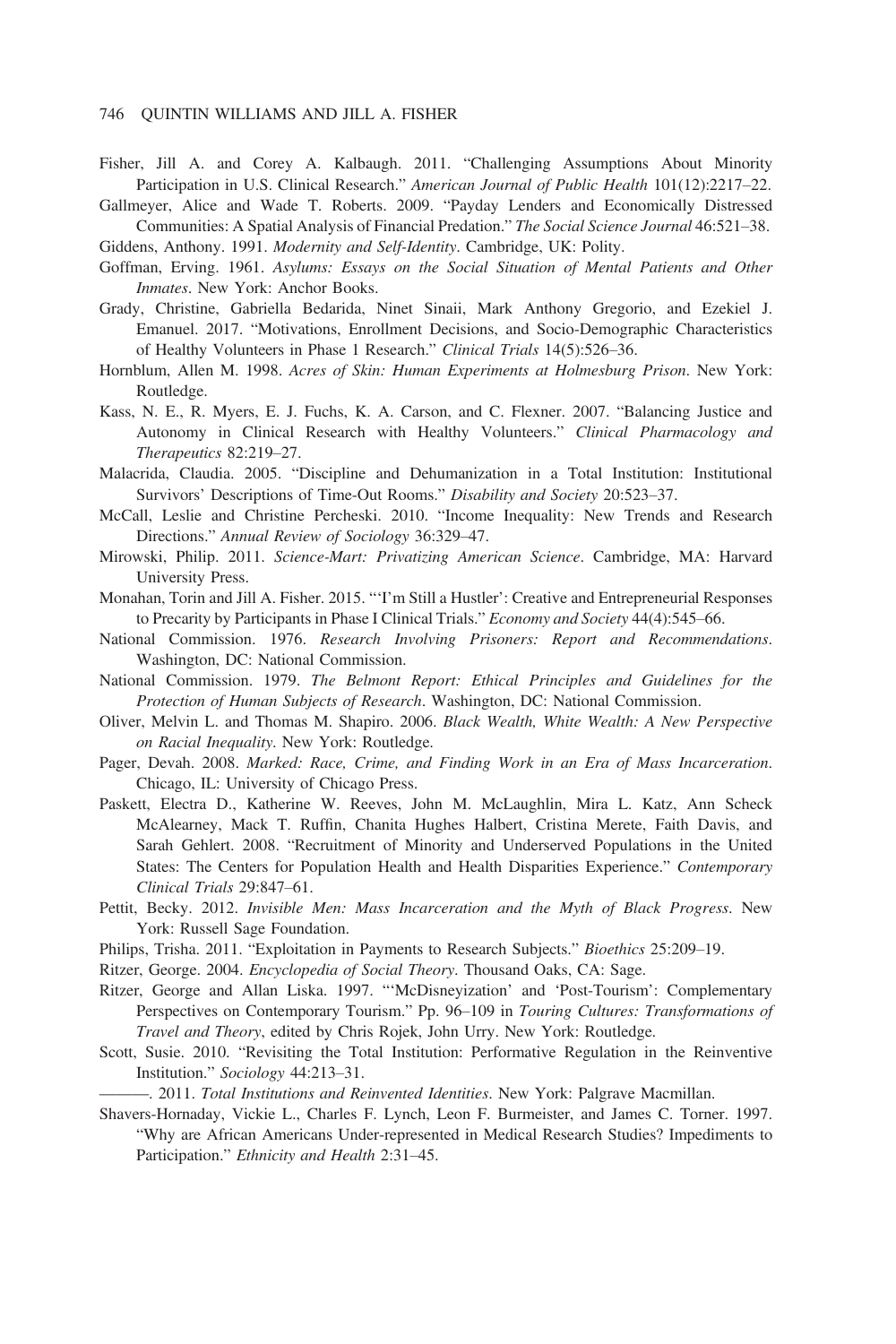Fisher, Jill A. and Corey A. Kalbaugh. 2011. "Challenging Assumptions About Minority Participation in U.S. Clinical Research." *American Journal of Public Health* 101(12):2217–22.

Gallmeyer, Alice and Wade T. Roberts. 2009. "Payday Lenders and Economically Distressed Communities: A Spatial Analysis of Financial Predation." *The Social Science Journal* 46:521–38.

Giddens, Anthony. 1991. *Modernity and Self-Identity*. Cambridge, UK: Polity.

Goffman, Erving. 1961. *Asylums: Essays on the Social Situation of Mental Patients and Other Inmates*. New York: Anchor Books.

Grady, Christine, Gabriella Bedarida, Ninet Sinaii, Mark Anthony Gregorio, and Ezekiel J. Emanuel. 2017. "Motivations, Enrollment Decisions, and Socio-Demographic Characteristics of Healthy Volunteers in Phase 1 Research." *Clinical Trials* 14(5):526–36.

Hornblum, Allen M. 1998. *Acres of Skin: Human Experiments at Holmesburg Prison*. New York: Routledge.

Kass, N. E., R. Myers, E. J. Fuchs, K. A. Carson, and C. Flexner. 2007. "Balancing Justice and Autonomy in Clinical Research with Healthy Volunteers." *Clinical Pharmacology and Therapeutics* 82:219–27.

Malacrida, Claudia. 2005. "Discipline and Dehumanization in a Total Institution: Institutional Survivors' Descriptions of Time-Out Rooms." *Disability and Society* 20:523–37.

McCall, Leslie and Christine Percheski. 2010. "Income Inequality: New Trends and Research Directions." *Annual Review of Sociology* 36:329–47.

Mirowski, Philip. 2011. *Science-Mart: Privatizing American Science*. Cambridge, MA: Harvard University Press.

Monahan, Torin and Jill A. Fisher. 2015. "'I'm Still a Hustler': Creative and Entrepreneurial Responses to Precarity by Participants in Phase I Clinical Trials." *Economy and Society* 44(4):545–66.

National Commission. 1976. *Research Involving Prisoners: Report and Recommendations*. Washington, DC: National Commission.

National Commission. 1979. *The Belmont Report: Ethical Principles and Guidelines for the Protection of Human Subjects of Research*. Washington, DC: National Commission.

Oliver, Melvin L. and Thomas M. Shapiro. 2006. *Black Wealth, White Wealth: A New Perspective on Racial Inequality*. New York: Routledge.

Pager, Devah. 2008. *Marked: Race, Crime, and Finding Work in an Era of Mass Incarceration*. Chicago, IL: University of Chicago Press.

Paskett, Electra D., Katherine W. Reeves, John M. McLaughlin, Mira L. Katz, Ann Scheck McAlearney, Mack T. Ruffin, Chanita Hughes Halbert, Cristina Merete, Faith Davis, and Sarah Gehlert. 2008. "Recruitment of Minority and Underserved Populations in the United States: The Centers for Population Health and Health Disparities Experience." *Contemporary Clinical Trials* 29:847–61.

Pettit, Becky. 2012. *Invisible Men: Mass Incarceration and the Myth of Black Progress*. New York: Russell Sage Foundation.

Philips, Trisha. 2011. "Exploitation in Payments to Research Subjects." *Bioethics* 25:209–19.

Ritzer, George. 2004. *Encyclopedia of Social Theory*. Thousand Oaks, CA: Sage.

Ritzer, George and Allan Liska. 1997. "'McDisneyization' and 'Post-Tourism': Complementary Perspectives on Contemporary Tourism." Pp. 96–109 in *Touring Cultures: Transformations of Travel and Theory*, edited by Chris Rojek, John Urry. New York: Routledge.

Scott, Susie. 2010. "Revisiting the Total Institution: Performative Regulation in the Reinventive Institution." *Sociology* 44:213–31.

———. 2011. *Total Institutions and Reinvented Identities*. New York: Palgrave Macmillan.

Shavers-Hornaday, Vickie L., Charles F. Lynch, Leon F. Burmeister, and James C. Torner. 1997. "Why are African Americans Under-represented in Medical Research Studies? Impediments to Participation." *Ethnicity and Health* 2:31–45.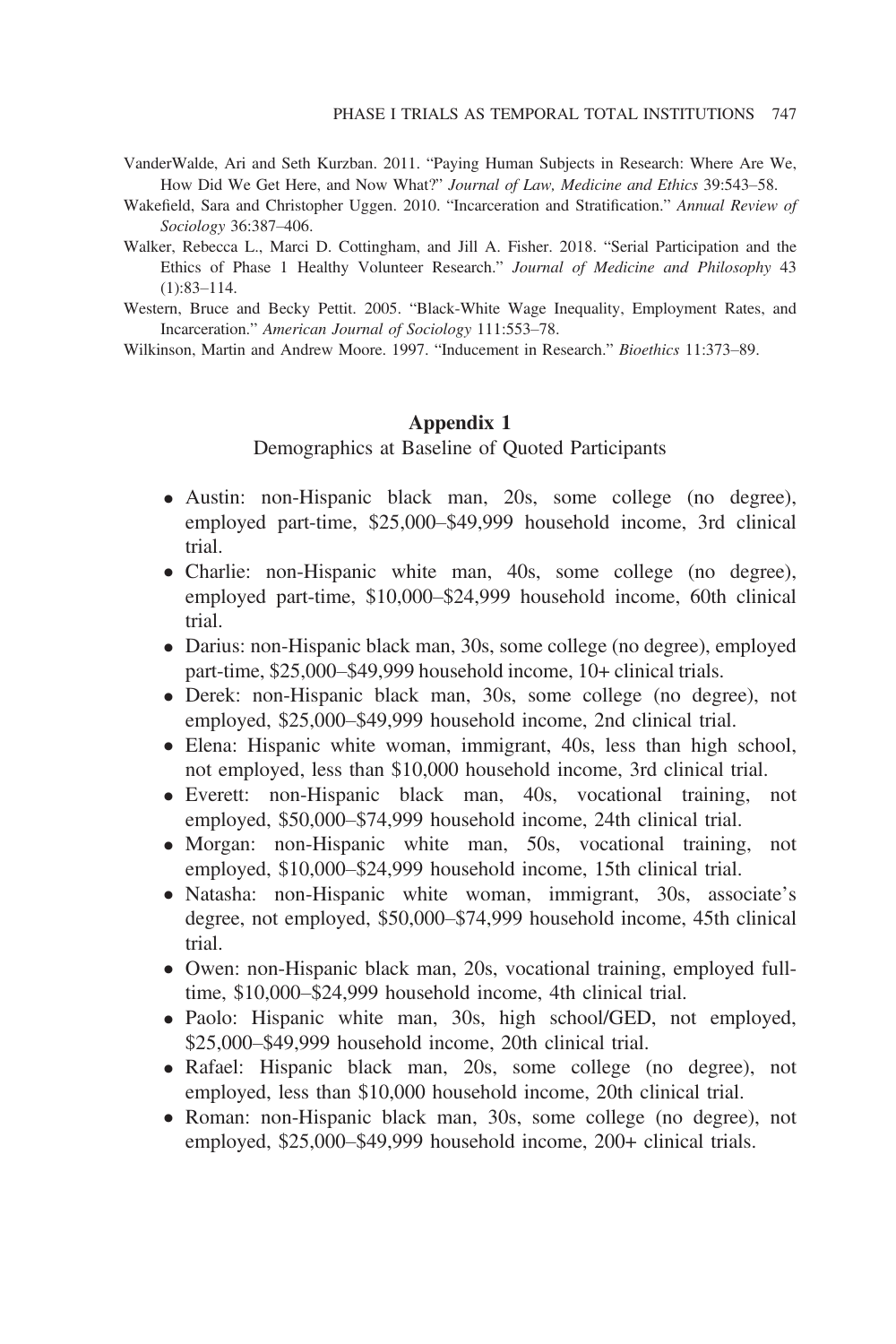VanderWalde, Ari and Seth Kurzban. 2011. "Paying Human Subjects in Research: Where Are We, How Did We Get Here, and Now What?" *Journal of Law, Medicine and Ethics* 39:543–58.

Wakefield, Sara and Christopher Uggen. 2010. "Incarceration and Stratification." *Annual Review of Sociology* 36:387–406.

Walker, Rebecca L., Marci D. Cottingham, and Jill A. Fisher. 2018. "Serial Participation and the Ethics of Phase 1 Healthy Volunteer Research." *Journal of Medicine and Philosophy* 43 (1):83–114.

Western, Bruce and Becky Pettit. 2005. "Black-White Wage Inequality, Employment Rates, and Incarceration." *American Journal of Sociology* 111:553–78.

Wilkinson, Martin and Andrew Moore. 1997. "Inducement in Research." *Bioethics* 11:373–89.

## Appendix 1

Demographics at Baseline of Quoted Participants

- Austin: non-Hispanic black man, 20s, some college (no degree), employed part-time, $25,000–$49,999 household income, 3rd clinical trial.
- Charlie: non-Hispanic white man, 40s, some college (no degree), employed part-time, $10,000–$24,999 household income, 60th clinical trial.
- Darius: non-Hispanic black man, 30s, some college (no degree), employed part-time, $25,000–$49,999 household income, 10+ clinical trials.
- Derek: non-Hispanic black man, 30s, some college (no degree), not employed, $25,000–$49,999 household income, 2nd clinical trial.
- Elena: Hispanic white woman, immigrant, 40s, less than high school, not employed, less than $10,000 household income, 3rd clinical trial.
- Everett: non-Hispanic black man, 40s, vocational training, not employed, $50,000–$74,999 household income, 24th clinical trial.
- Morgan: non-Hispanic white man, 50s, vocational training, not employed, $10,000–$24,999 household income, 15th clinical trial.
- Natasha: non-Hispanic white woman, immigrant, 30s, associate's degree, not employed, $50,000–$74,999 household income, 45th clinical trial.
- Owen: non-Hispanic black man, 20s, vocational training, employed full-time, $10,000–$24,999 household income, 4th clinical trial.
- Paolo: Hispanic white man, 30s, high school/GED, not employed, $25,000–$49,999 household income, 20th clinical trial.
- Rafael: Hispanic black man, 20s, some college (no degree), not employed, less than $10,000 household income, 20th clinical trial.
- Roman: non-Hispanic black man, 30s, some college (no degree), not employed, $25,000–$49,999 household income, 200+ clinical trials.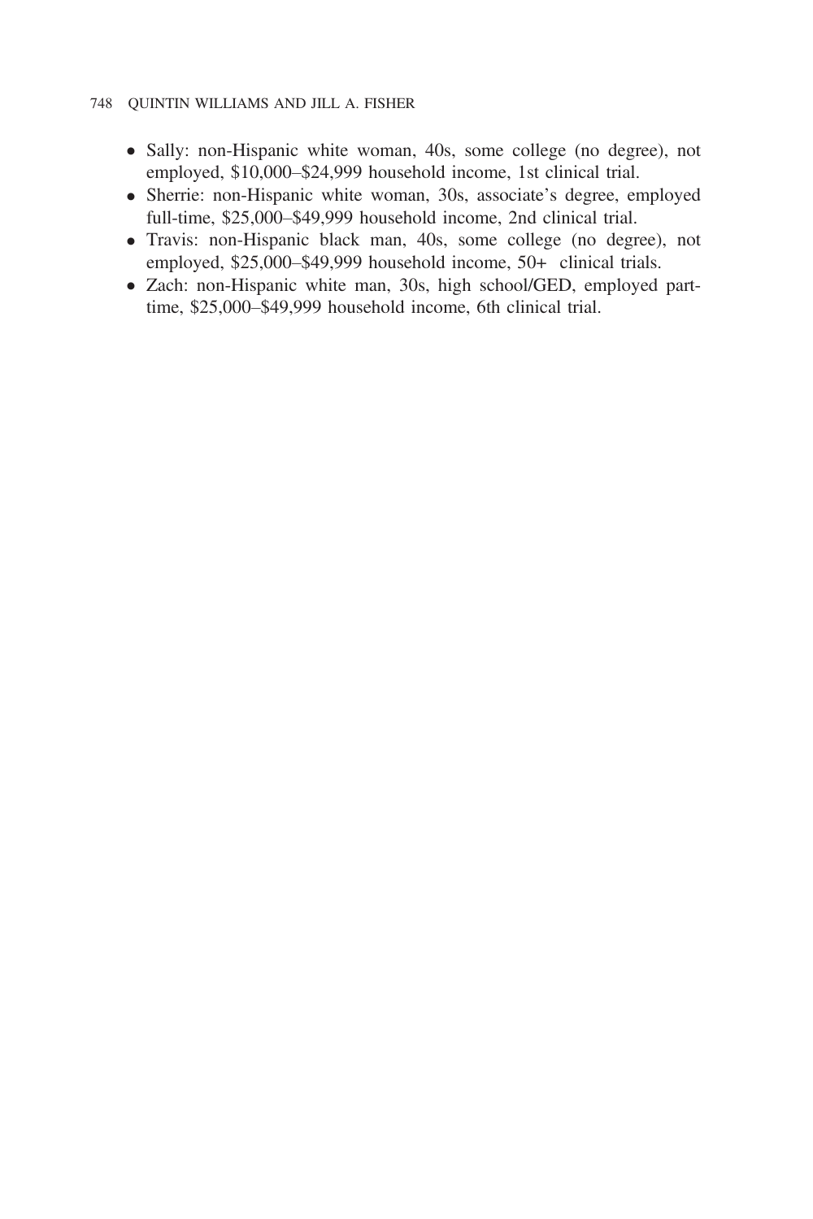- Sally: non-Hispanic white woman, 40s, some college (no degree), not employed, \$10,000–\$24,999 household income, 1st clinical trial.
- Sherrie: non-Hispanic white woman, 30s, associate's degree, employed full-time, \$25,000–\$49,999 household income, 2nd clinical trial.
- Travis: non-Hispanic black man, 40s, some college (no degree), not employed, \$25,000–\$49,999 household income, 50+ clinical trials.
- Zach: non-Hispanic white man, 30s, high school/GED, employed part-time, \$25,000–\$49,999 household income, 6th clinical trial.